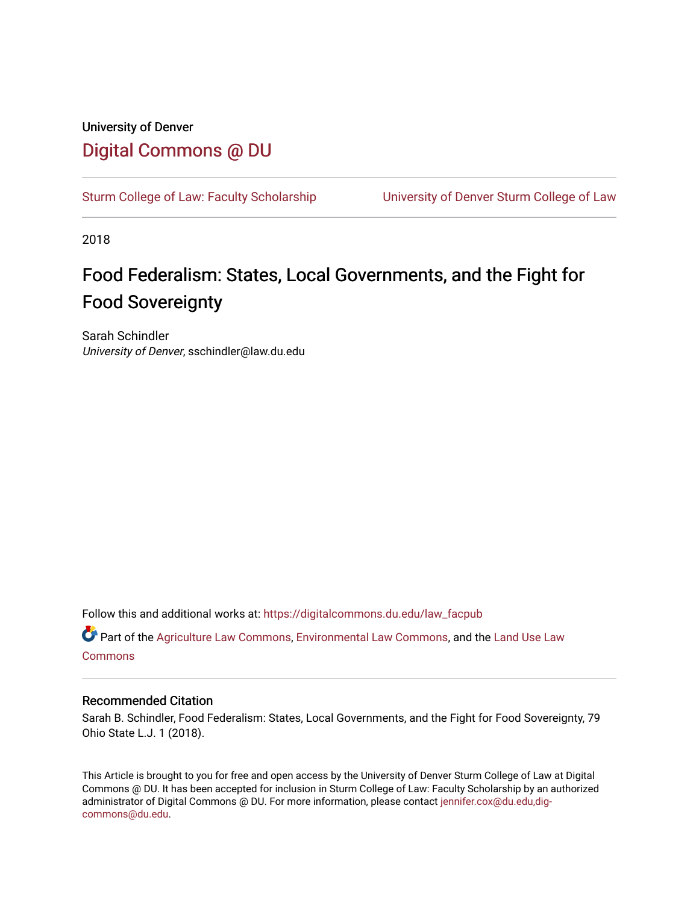University of Denver

# Digital Commons @ DU

Sturm College of Law: Faculty Scholarship | University of Denver Sturm College of Law

2018

# Food Federalism: States, Local Governments, and the Fight for Food Sovereignty

Sarah Schindler
*University of Denver*, sschindler@law.du.edu

Follow this and additional works at: https://digitalcommons.du.edu/law_facpub

Part of the Agriculture Law Commons, Environmental Law Commons, and the Land Use Law Commons

## Recommended Citation

Sarah B. Schindler, Food Federalism: States, Local Governments, and the Fight for Food Sovereignty, 79 Ohio State L.J. 1 (2018).

This Article is brought to you for free and open access by the University of Denver Sturm College of Law at Digital Commons @ DU. It has been accepted for inclusion in Sturm College of Law: Faculty Scholarship by an authorized administrator of Digital Commons @ DU. For more information, please contact jennifer.cox@du.edu,dig-commons@du.edu.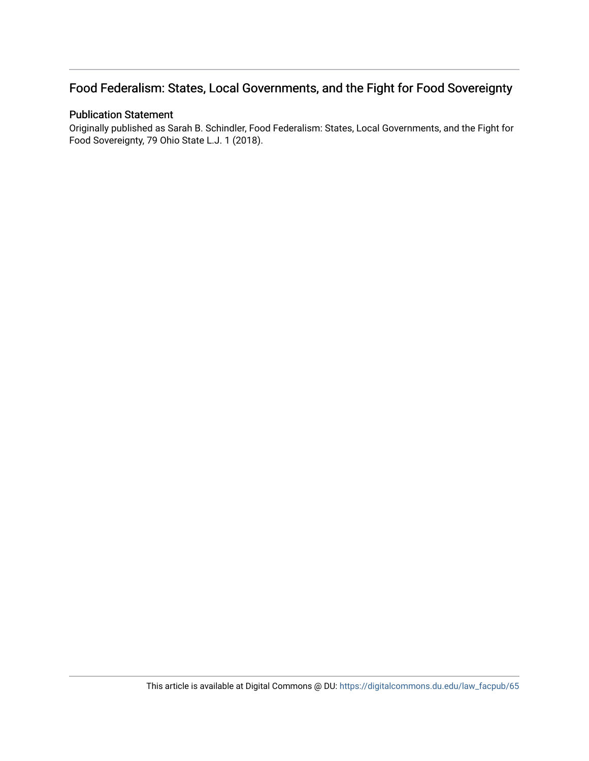## Food Federalism: States, Local Governments, and the Fight for Food Sovereignty

### Publication Statement

Originally published as Sarah B. Schindler, Food Federalism: States, Local Governments, and the Fight for Food Sovereignty, 79 Ohio State L.J. 1 (2018).

This article is available at Digital Commons @ DU: https://digitalcommons.du.edu/law_facpub/65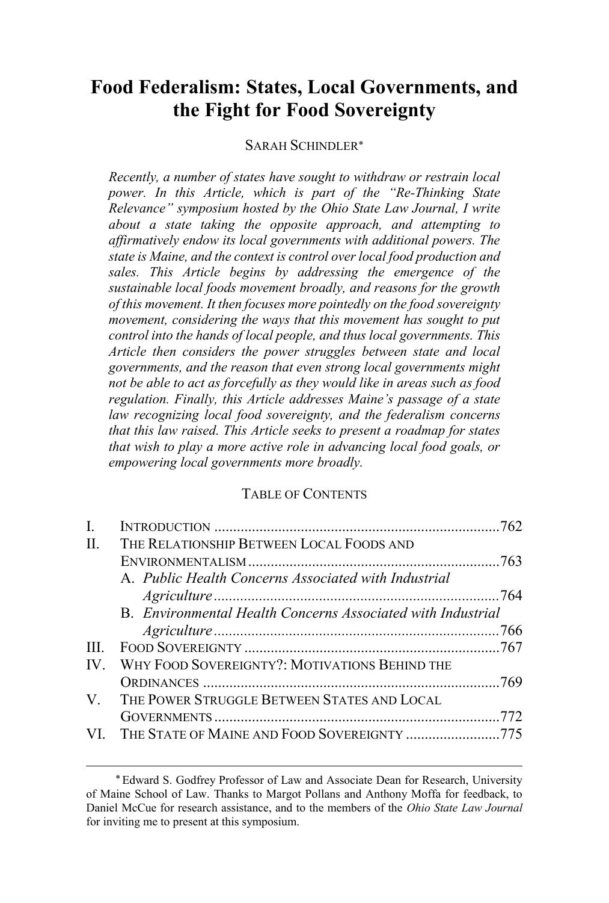# Food Federalism: States, Local Governments, and the Fight for Food Sovereignty

SARAH SCHINDLER*

*Recently, a number of states have sought to withdraw or restrain local power. In this Article, which is part of the "Re-Thinking State Relevance" symposium hosted by the Ohio State Law Journal, I write about a state taking the opposite approach, and attempting to affirmatively endow its local governments with additional powers. The state is Maine, and the context is control over local food production and sales. This Article begins by addressing the emergence of the sustainable local foods movement broadly, and reasons for the growth of this movement. It then focuses more pointedly on the food sovereignty movement, considering the ways that this movement has sought to put control into the hands of local people, and thus local governments. This Article then considers the power struggles between state and local governments, and the reason that even strong local governments might not be able to act as forcefully as they would like in areas such as food regulation. Finally, this Article addresses Maine's passage of a state law recognizing local food sovereignty, and the federalism concerns that this law raised. This Article seeks to present a roadmap for states that wish to play a more active role in advancing local food goals, or empowering local governments more broadly.*

TABLE OF CONTENTS

| | | |
|---|---|---|
| I. | INTRODUCTION | 762 |
| II. | THE RELATIONSHIP BETWEEN LOCAL FOODS AND ENVIRONMENTALISM | 763 |
| | A. *Public Health Concerns Associated with Industrial Agriculture* | 764 |
| | B. *Environmental Health Concerns Associated with Industrial Agriculture* | 766 |
| III. | FOOD SOVEREIGNTY | 767 |
| IV. | WHY FOOD SOVEREIGNTY?: MOTIVATIONS BEHIND THE ORDINANCES | 769 |
| V. | THE POWER STRUGGLE BETWEEN STATES AND LOCAL GOVERNMENTS | 772 |
| VI. | THE STATE OF MAINE AND FOOD SOVEREIGNTY | 775 |

* Edward S. Godfrey Professor of Law and Associate Dean for Research, University of Maine School of Law. Thanks to Margot Pollans and Anthony Moffa for feedback, to Daniel McCue for research assistance, and to the members of the *Ohio State Law Journal* for inviting me to present at this symposium.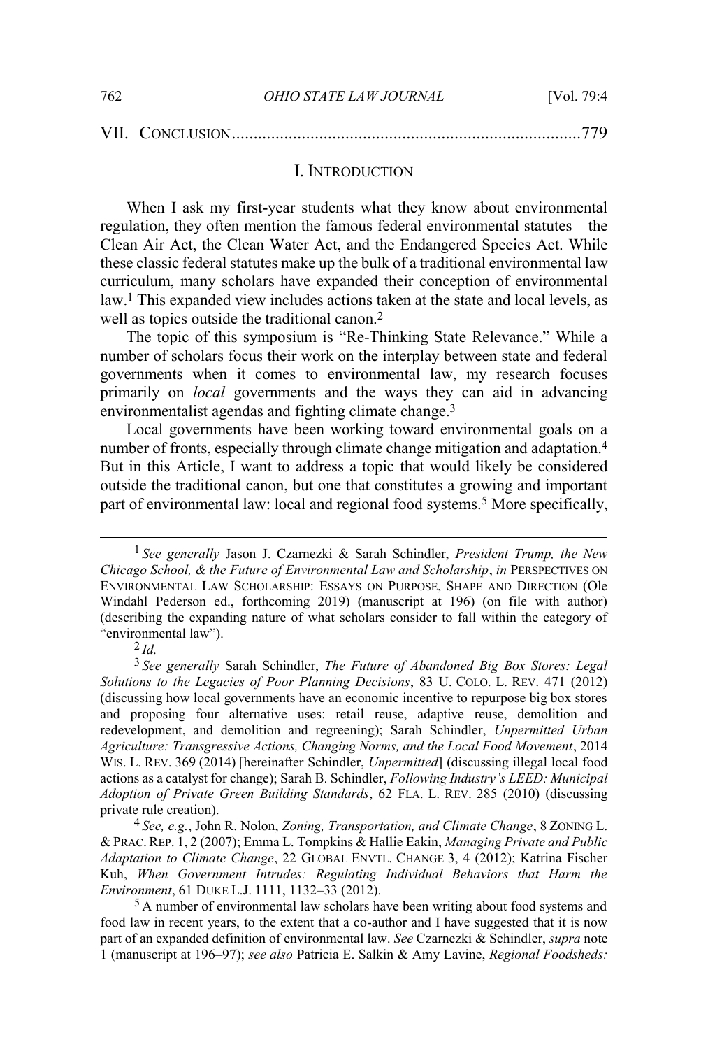VII. CONCLUSION ........................................................................................779

## I. INTRODUCTION

When I ask my first-year students what they know about environmental regulation, they often mention the famous federal environmental statutes—the Clean Air Act, the Clean Water Act, and the Endangered Species Act. While these classic federal statutes make up the bulk of a traditional environmental law curriculum, many scholars have expanded their conception of environmental law.[1] This expanded view includes actions taken at the state and local levels, as well as topics outside the traditional canon.[2]

The topic of this symposium is "Re-Thinking State Relevance." While a number of scholars focus their work on the interplay between state and federal governments when it comes to environmental law, my research focuses primarily on *local* governments and the ways they can aid in advancing environmentalist agendas and fighting climate change.[3]

Local governments have been working toward environmental goals on a number of fronts, especially through climate change mitigation and adaptation.[4] But in this Article, I want to address a topic that would likely be considered outside the traditional canon, but one that constitutes a growing and important part of environmental law: local and regional food systems.[5] More specifically,

---

[1] *See generally* Jason J. Czarnezki & Sarah Schindler, *President Trump, the New Chicago School, & the Future of Environmental Law and Scholarship*, *in* PERSPECTIVES ON ENVIRONMENTAL LAW SCHOLARSHIP: ESSAYS ON PURPOSE, SHAPE AND DIRECTION (Ole Windahl Pederson ed., forthcoming 2019) (manuscript at 196) (on file with author) (describing the expanding nature of what scholars consider to fall within the category of "environmental law").

[2] *Id.*

[3] *See generally* Sarah Schindler, *The Future of Abandoned Big Box Stores: Legal Solutions to the Legacies of Poor Planning Decisions*, 83 U. COLO. L. REV. 471 (2012) (discussing how local governments have an economic incentive to repurpose big box stores and proposing four alternative uses: retail reuse, adaptive reuse, demolition and redevelopment, and demolition and regreening); Sarah Schindler, *Unpermitted Urban Agriculture: Transgressive Actions, Changing Norms, and the Local Food Movement*, 2014 WIS. L. REV. 369 (2014) [hereinafter Schindler, *Unpermitted*] (discussing illegal local food actions as a catalyst for change); Sarah B. Schindler, *Following Industry's LEED: Municipal Adoption of Private Green Building Standards*, 62 FLA. L. REV. 285 (2010) (discussing private rule creation).

[4] *See, e.g.*, John R. Nolon, *Zoning, Transportation, and Climate Change*, 8 ZONING L. & PRAC. REP. 1, 2 (2007); Emma L. Tompkins & Hallie Eakin, *Managing Private and Public Adaptation to Climate Change*, 22 GLOBAL ENVTL. CHANGE 3, 4 (2012); Katrina Fischer Kuh, *When Government Intrudes: Regulating Individual Behaviors that Harm the Environment*, 61 DUKE L.J. 1111, 1132–33 (2012).

[5] A number of environmental law scholars have been writing about food systems and food law in recent years, to the extent that a co-author and I have suggested that it is now part of an expanded definition of environmental law. *See* Czarnezki & Schindler, *supra* note 1 (manuscript at 196–97); *see also* Patricia E. Salkin & Amy Lavine, *Regional Foodsheds:*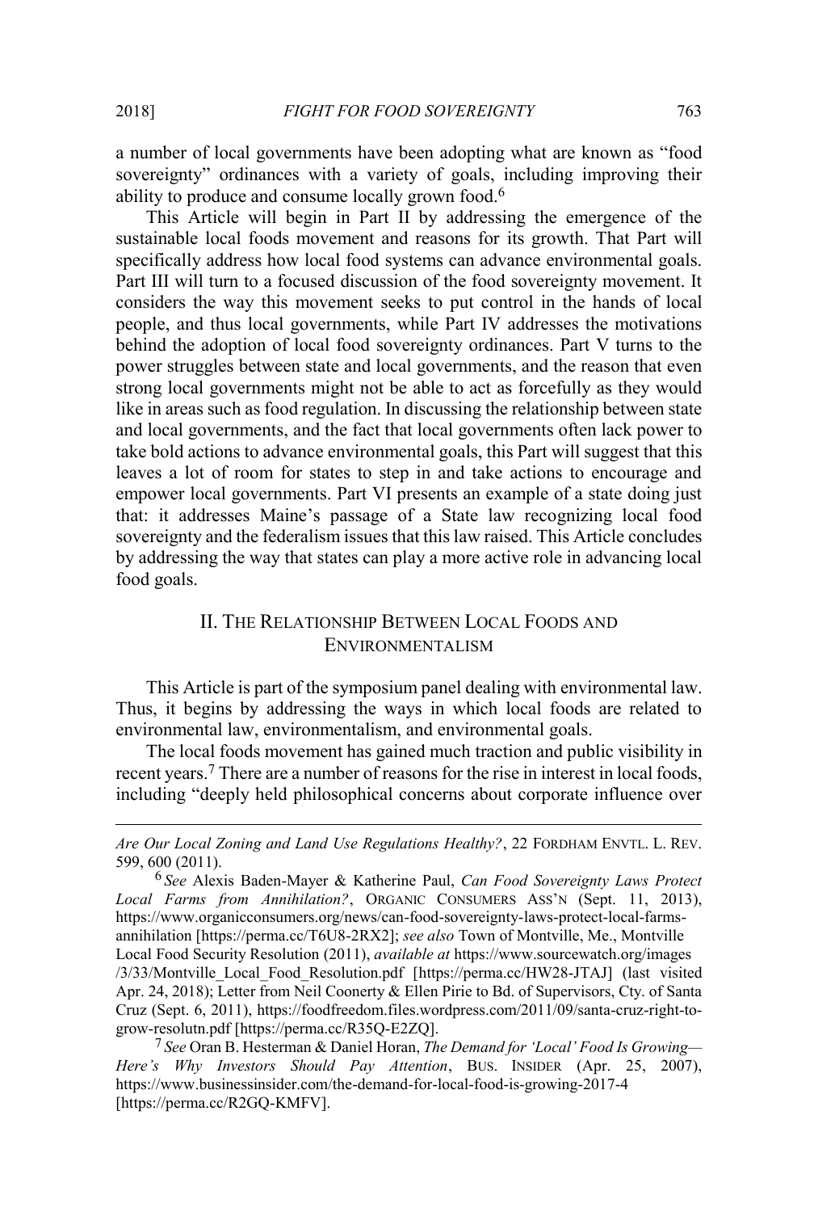a number of local governments have been adopting what are known as "food sovereignty" ordinances with a variety of goals, including improving their ability to produce and consume locally grown food.[6]

This Article will begin in Part II by addressing the emergence of the sustainable local foods movement and reasons for its growth. That Part will specifically address how local food systems can advance environmental goals. Part III will turn to a focused discussion of the food sovereignty movement. It considers the way this movement seeks to put control in the hands of local people, and thus local governments, while Part IV addresses the motivations behind the adoption of local food sovereignty ordinances. Part V turns to the power struggles between state and local governments, and the reason that even strong local governments might not be able to act as forcefully as they would like in areas such as food regulation. In discussing the relationship between state and local governments, and the fact that local governments often lack power to take bold actions to advance environmental goals, this Part will suggest that this leaves a lot of room for states to step in and take actions to encourage and empower local governments. Part VI presents an example of a state doing just that: it addresses Maine's passage of a State law recognizing local food sovereignty and the federalism issues that this law raised. This Article concludes by addressing the way that states can play a more active role in advancing local food goals.

## II. THE RELATIONSHIP BETWEEN LOCAL FOODS AND ENVIRONMENTALISM

This Article is part of the symposium panel dealing with environmental law. Thus, it begins by addressing the ways in which local foods are related to environmental law, environmentalism, and environmental goals.

The local foods movement has gained much traction and public visibility in recent years.[7] There are a number of reasons for the rise in interest in local foods, including "deeply held philosophical concerns about corporate influence over

---

*Are Our Local Zoning and Land Use Regulations Healthy?*, 22 FORDHAM ENVTL. L. REV. 599, 600 (2011).

[6] *See* Alexis Baden-Mayer & Katherine Paul, *Can Food Sovereignty Laws Protect Local Farms from Annihilation?*, ORGANIC CONSUMERS ASS'N (Sept. 11, 2013), https://www.organicconsumers.org/news/can-food-sovereignty-laws-protect-local-farms-annihilation [https://perma.cc/T6U8-2RX2]; *see also* Town of Montville, Me., Montville Local Food Security Resolution (2011), *available at* https://www.sourcewatch.org/images/3/33/Montville_Local_Food_Resolution.pdf [https://perma.cc/HW28-JTAJ] (last visited Apr. 24, 2018); Letter from Neil Coonerty & Ellen Pirie to Bd. of Supervisors, Cty. of Santa Cruz (Sept. 6, 2011), https://foodfreedom.files.wordpress.com/2011/09/santa-cruz-right-to-grow-resolutn.pdf [https://perma.cc/R35Q-E2ZQ].

[7] *See* Oran B. Hesterman & Daniel Horan, *The Demand for 'Local' Food Is Growing—Here's Why Investors Should Pay Attention*, BUS. INSIDER (Apr. 25, 2007), https://www.businessinsider.com/the-demand-for-local-food-is-growing-2017-4 [https://perma.cc/R2GQ-KMFV].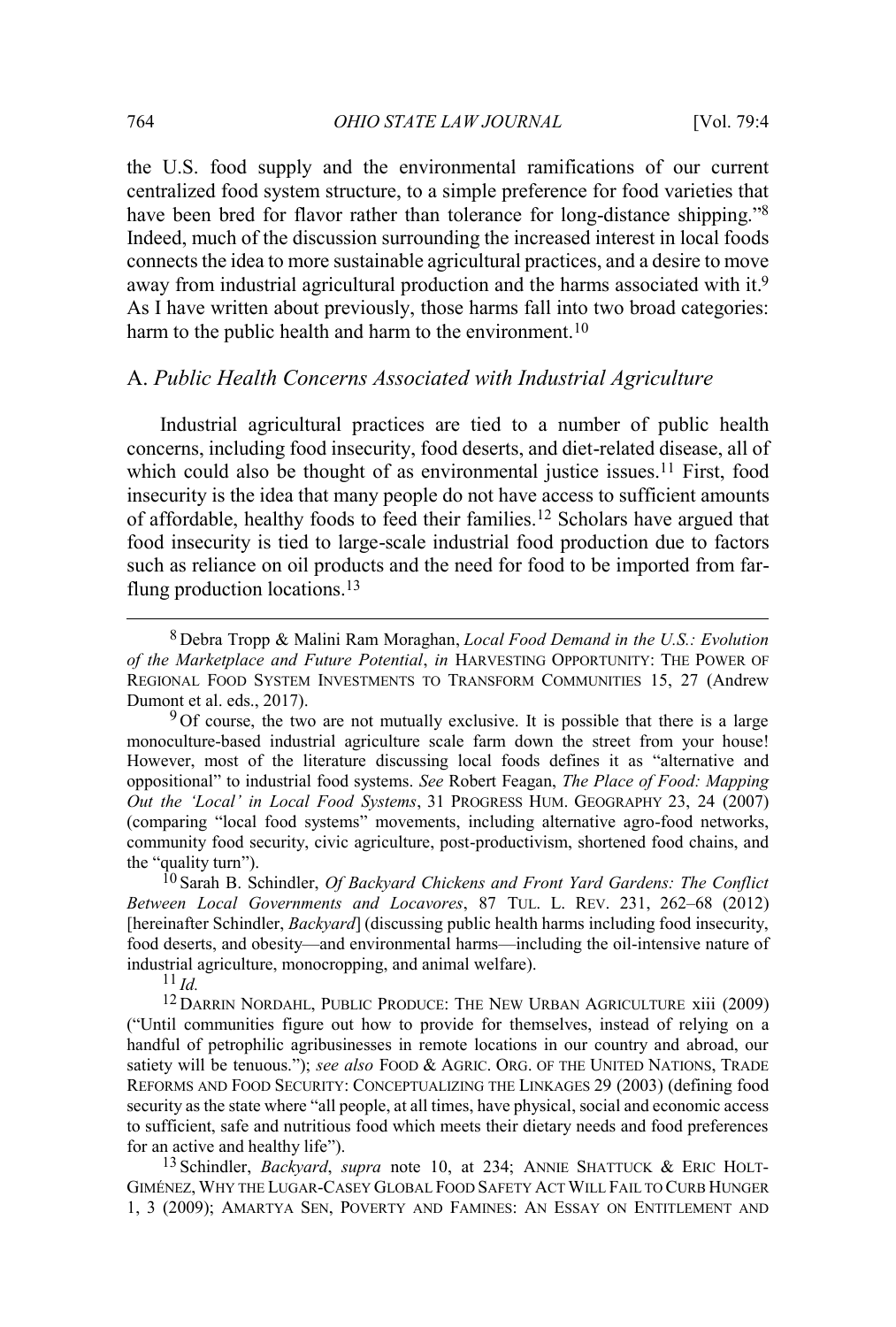the U.S. food supply and the environmental ramifications of our current centralized food system structure, to a simple preference for food varieties that have been bred for flavor rather than tolerance for long-distance shipping."[8] Indeed, much of the discussion surrounding the increased interest in local foods connects the idea to more sustainable agricultural practices, and a desire to move away from industrial agricultural production and the harms associated with it.[9] As I have written about previously, those harms fall into two broad categories: harm to the public health and harm to the environment.[10]

## A. *Public Health Concerns Associated with Industrial Agriculture*

Industrial agricultural practices are tied to a number of public health concerns, including food insecurity, food deserts, and diet-related disease, all of which could also be thought of as environmental justice issues.[11] First, food insecurity is the idea that many people do not have access to sufficient amounts of affordable, healthy foods to feed their families.[12] Scholars have argued that food insecurity is tied to large-scale industrial food production due to factors such as reliance on oil products and the need for food to be imported from far-flung production locations.[13]

---

[8] Debra Tropp & Malini Ram Moraghan, *Local Food Demand in the U.S.: Evolution of the Marketplace and Future Potential*, *in* HARVESTING OPPORTUNITY: THE POWER OF REGIONAL FOOD SYSTEM INVESTMENTS TO TRANSFORM COMMUNITIES 15, 27 (Andrew Dumont et al. eds., 2017).

[9] Of course, the two are not mutually exclusive. It is possible that there is a large monoculture-based industrial agriculture scale farm down the street from your house! However, most of the literature discussing local foods defines it as "alternative and oppositional" to industrial food systems. *See* Robert Feagan, *The Place of Food: Mapping Out the 'Local' in Local Food Systems*, 31 PROGRESS HUM. GEOGRAPHY 23, 24 (2007) (comparing "local food systems" movements, including alternative agro-food networks, community food security, civic agriculture, post-productivism, shortened food chains, and the "quality turn").

[10] Sarah B. Schindler, *Of Backyard Chickens and Front Yard Gardens: The Conflict Between Local Governments and Locavores*, 87 TUL. L. REV. 231, 262–68 (2012) [hereinafter Schindler, *Backyard*] (discussing public health harms including food insecurity, food deserts, and obesity—and environmental harms—including the oil-intensive nature of industrial agriculture, monocropping, and animal welfare).

[11] *Id.*

[12] DARRIN NORDAHL, PUBLIC PRODUCE: THE NEW URBAN AGRICULTURE xiii (2009) ("Until communities figure out how to provide for themselves, instead of relying on a handful of petrophilic agribusinesses in remote locations in our country and abroad, our satiety will be tenuous."); *see also* FOOD & AGRIC. ORG. OF THE UNITED NATIONS, TRADE REFORMS AND FOOD SECURITY: CONCEPTUALIZING THE LINKAGES 29 (2003) (defining food security as the state where "all people, at all times, have physical, social and economic access to sufficient, safe and nutritious food which meets their dietary needs and food preferences for an active and healthy life").

[13] Schindler, *Backyard*, *supra* note 10, at 234; ANNIE SHATTUCK & ERIC HOLT-GIMÉNEZ, WHY THE LUGAR-CASEY GLOBAL FOOD SAFETY ACT WILL FAIL TO CURB HUNGER 1, 3 (2009); AMARTYA SEN, POVERTY AND FAMINES: AN ESSAY ON ENTITLEMENT AND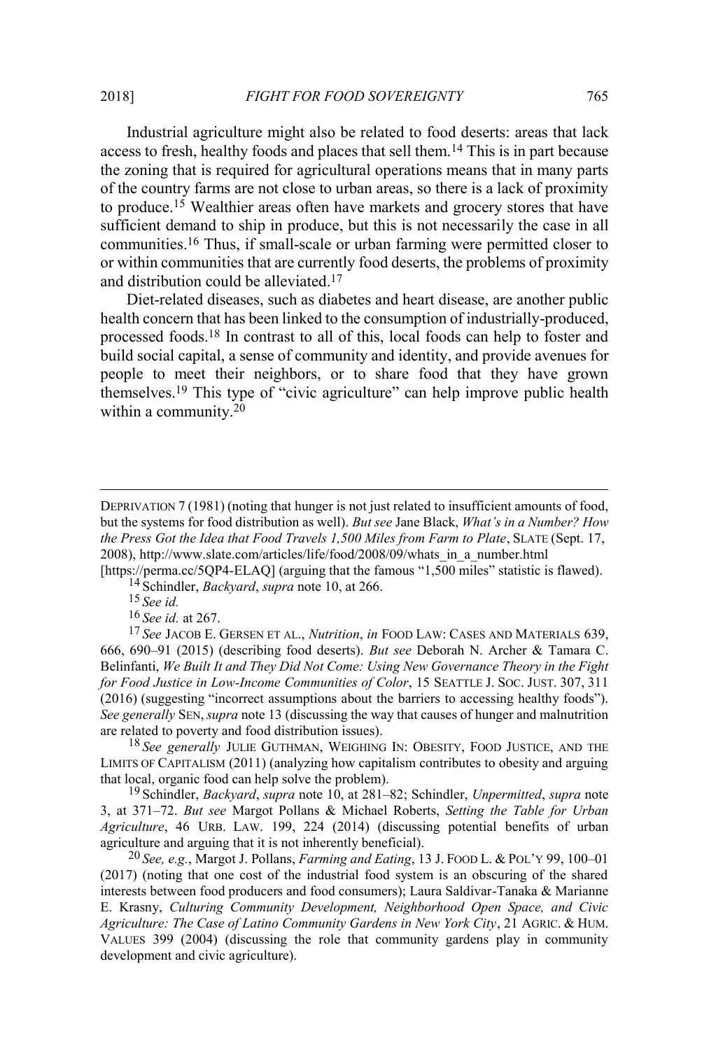Industrial agriculture might also be related to food deserts: areas that lack access to fresh, healthy foods and places that sell them.[14] This is in part because the zoning that is required for agricultural operations means that in many parts of the country farms are not close to urban areas, so there is a lack of proximity to produce.[15] Wealthier areas often have markets and grocery stores that have sufficient demand to ship in produce, but this is not necessarily the case in all communities.[16] Thus, if small-scale or urban farming were permitted closer to or within communities that are currently food deserts, the problems of proximity and distribution could be alleviated.[17]

Diet-related diseases, such as diabetes and heart disease, are another public health concern that has been linked to the consumption of industrially-produced, processed foods.[18] In contrast to all of this, local foods can help to foster and build social capital, a sense of community and identity, and provide avenues for people to meet their neighbors, or to share food that they have grown themselves.[19] This type of "civic agriculture" can help improve public health within a community.[20]

---

DEPRIVATION 7 (1981) (noting that hunger is not just related to insufficient amounts of food, but the systems for food distribution as well). *But see* Jane Black, *What's in a Number? How the Press Got the Idea that Food Travels 1,500 Miles from Farm to Plate*, SLATE (Sept. 17, 2008), http://www.slate.com/articles/life/food/2008/09/whats_in_a_number.html [https://perma.cc/5QP4-ELAQ] (arguing that the famous "1,500 miles" statistic is flawed).

[14] Schindler, *Backyard*, *supra* note 10, at 266.

[15] *See id.*

[16] *See id.* at 267.

[17] *See* JACOB E. GERSEN ET AL., *Nutrition*, *in* FOOD LAW: CASES AND MATERIALS 639, 666, 690–91 (2015) (describing food deserts). *But see* Deborah N. Archer & Tamara C. Belinfanti, *We Built It and They Did Not Come: Using New Governance Theory in the Fight for Food Justice in Low-Income Communities of Color*, 15 SEATTLE J. SOC. JUST. 307, 311 (2016) (suggesting "incorrect assumptions about the barriers to accessing healthy foods"). *See generally* SEN, *supra* note 13 (discussing the way that causes of hunger and malnutrition are related to poverty and food distribution issues).

[18] *See generally* JULIE GUTHMAN, WEIGHING IN: OBESITY, FOOD JUSTICE, AND THE LIMITS OF CAPITALISM (2011) (analyzing how capitalism contributes to obesity and arguing that local, organic food can help solve the problem).

[19] Schindler, *Backyard*, *supra* note 10, at 281–82; Schindler, *Unpermitted*, *supra* note 3, at 371–72. *But see* Margot Pollans & Michael Roberts, *Setting the Table for Urban Agriculture*, 46 URB. LAW. 199, 224 (2014) (discussing potential benefits of urban agriculture and arguing that it is not inherently beneficial).

[20] *See, e.g.*, Margot J. Pollans, *Farming and Eating*, 13 J. FOOD L. & POL'Y 99, 100–01 (2017) (noting that one cost of the industrial food system is an obscuring of the shared interests between food producers and food consumers); Laura Saldivar-Tanaka & Marianne E. Krasny, *Culturing Community Development, Neighborhood Open Space, and Civic Agriculture: The Case of Latino Community Gardens in New York City*, 21 AGRIC. & HUM. VALUES 399 (2004) (discussing the role that community gardens play in community development and civic agriculture).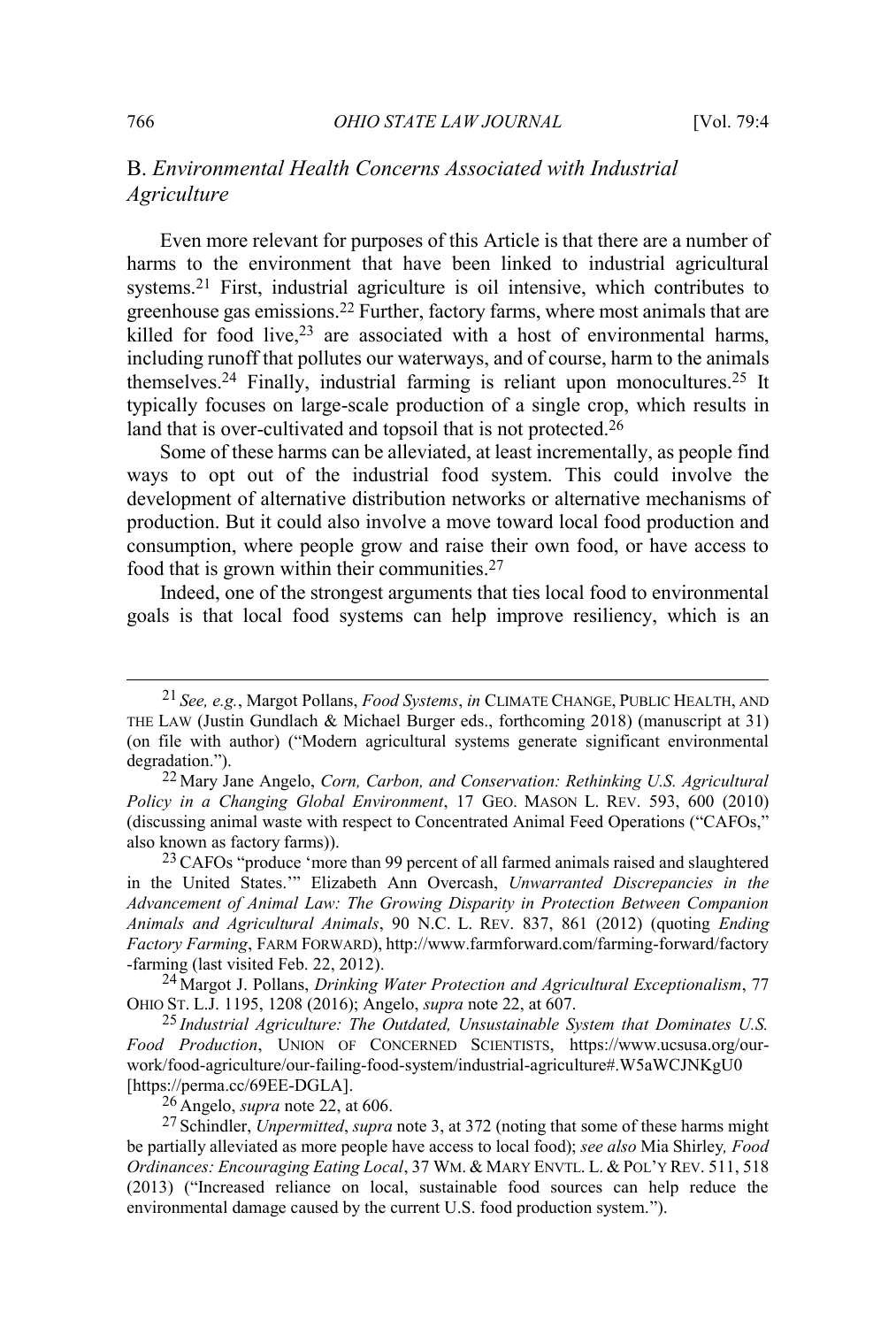## B. *Environmental Health Concerns Associated with Industrial Agriculture*

Even more relevant for purposes of this Article is that there are a number of harms to the environment that have been linked to industrial agricultural systems.[21] First, industrial agriculture is oil intensive, which contributes to greenhouse gas emissions.[22] Further, factory farms, where most animals that are killed for food live,[23] are associated with a host of environmental harms, including runoff that pollutes our waterways, and of course, harm to the animals themselves.[24] Finally, industrial farming is reliant upon monocultures.[25] It typically focuses on large-scale production of a single crop, which results in land that is over-cultivated and topsoil that is not protected.[26]

Some of these harms can be alleviated, at least incrementally, as people find ways to opt out of the industrial food system. This could involve the development of alternative distribution networks or alternative mechanisms of production. But it could also involve a move toward local food production and consumption, where people grow and raise their own food, or have access to food that is grown within their communities.[27]

Indeed, one of the strongest arguments that ties local food to environmental goals is that local food systems can help improve resiliency, which is an

---

[21] *See, e.g.*, Margot Pollans, *Food Systems*, *in* CLIMATE CHANGE, PUBLIC HEALTH, AND THE LAW (Justin Gundlach & Michael Burger eds., forthcoming 2018) (manuscript at 31) (on file with author) ("Modern agricultural systems generate significant environmental degradation.").

[22] Mary Jane Angelo, *Corn, Carbon, and Conservation: Rethinking U.S. Agricultural Policy in a Changing Global Environment*, 17 GEO. MASON L. REV. 593, 600 (2010) (discussing animal waste with respect to Concentrated Animal Feed Operations ("CAFOs," also known as factory farms)).

[23] CAFOs "produce 'more than 99 percent of all farmed animals raised and slaughtered in the United States.'" Elizabeth Ann Overcash, *Unwarranted Discrepancies in the Advancement of Animal Law: The Growing Disparity in Protection Between Companion Animals and Agricultural Animals*, 90 N.C. L. REV. 837, 861 (2012) (quoting *Ending Factory Farming*, FARM FORWARD), http://www.farmforward.com/farming-forward/factory-farming (last visited Feb. 22, 2012).

[24] Margot J. Pollans, *Drinking Water Protection and Agricultural Exceptionalism*, 77 OHIO ST. L.J. 1195, 1208 (2016); Angelo, *supra* note 22, at 607.

[25] *Industrial Agriculture: The Outdated, Unsustainable System that Dominates U.S. Food Production*, UNION OF CONCERNED SCIENTISTS, https://www.ucsusa.org/our-work/food-agriculture/our-failing-food-system/industrial-agriculture#.W5aWCJNKgU0 [https://perma.cc/69EE-DGLA].

[26] Angelo, *supra* note 22, at 606.

[27] Schindler, *Unpermitted*, *supra* note 3, at 372 (noting that some of these harms might be partially alleviated as more people have access to local food); *see also* Mia Shirley*, Food Ordinances: Encouraging Eating Local*, 37 WM. & MARY ENVTL. L. & POL'Y REV. 511, 518 (2013) ("Increased reliance on local, sustainable food sources can help reduce the environmental damage caused by the current U.S. food production system.").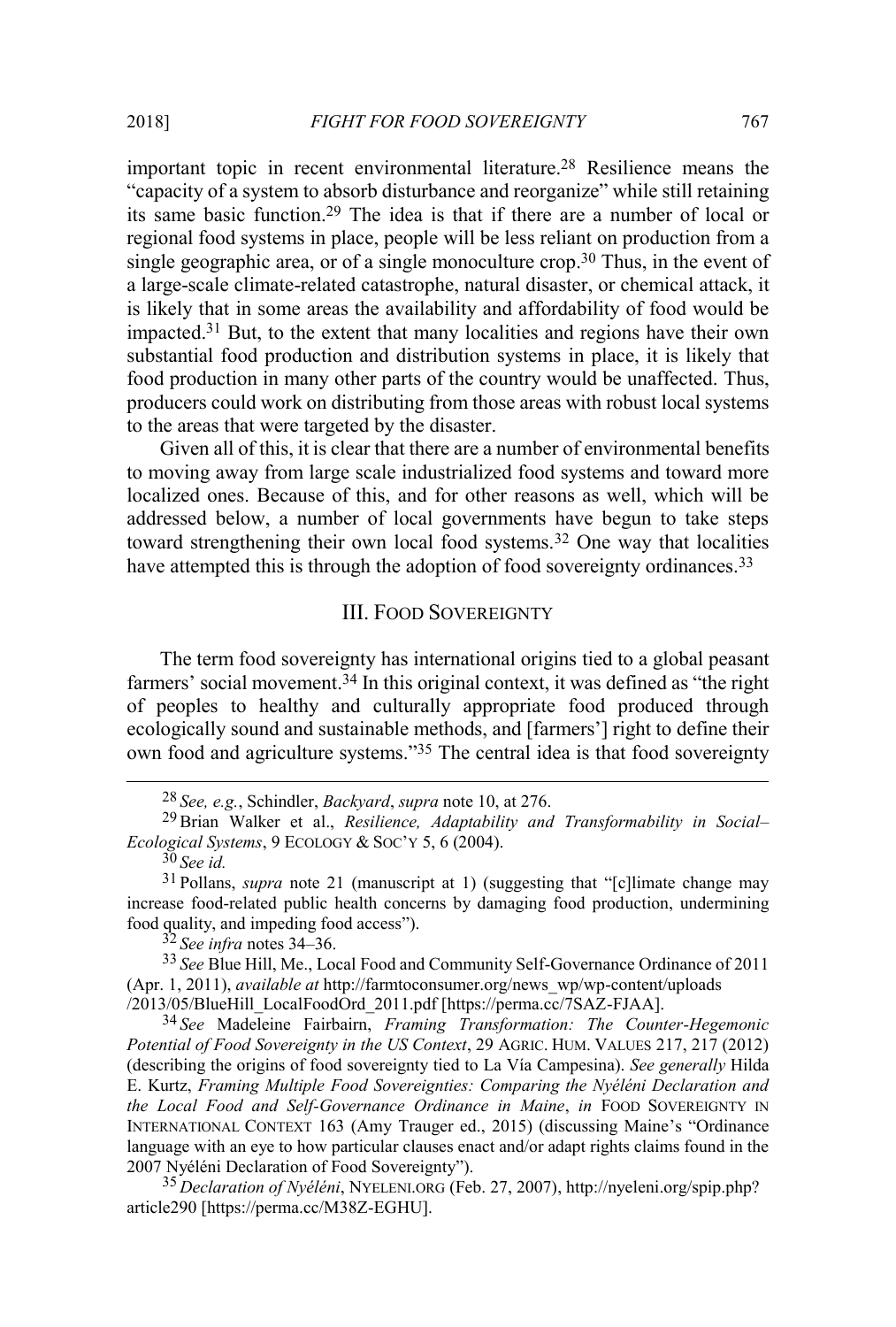important topic in recent environmental literature.[28] Resilience means the "capacity of a system to absorb disturbance and reorganize" while still retaining its same basic function.[29] The idea is that if there are a number of local or regional food systems in place, people will be less reliant on production from a single geographic area, or of a single monoculture crop.[30] Thus, in the event of a large-scale climate-related catastrophe, natural disaster, or chemical attack, it is likely that in some areas the availability and affordability of food would be impacted.[31] But, to the extent that many localities and regions have their own substantial food production and distribution systems in place, it is likely that food production in many other parts of the country would be unaffected. Thus, producers could work on distributing from those areas with robust local systems to the areas that were targeted by the disaster.

Given all of this, it is clear that there are a number of environmental benefits to moving away from large scale industrialized food systems and toward more localized ones. Because of this, and for other reasons as well, which will be addressed below, a number of local governments have begun to take steps toward strengthening their own local food systems.[32] One way that localities have attempted this is through the adoption of food sovereignty ordinances.[33]

## III. Food Sovereignty

The term food sovereignty has international origins tied to a global peasant farmers' social movement.[34] In this original context, it was defined as "the right of peoples to healthy and culturally appropriate food produced through ecologically sound and sustainable methods, and [farmers'] right to define their own food and agriculture systems."[35] The central idea is that food sovereignty

---

[28] *See, e.g.*, Schindler, *Backyard*, *supra* note 10, at 276.

[29] Brian Walker et al., *Resilience, Adaptability and Transformability in Social–Ecological Systems*, 9 Ecology & Soc'y 5, 6 (2004).

[30] *See id.*

[31] Pollans, *supra* note 21 (manuscript at 1) (suggesting that "[c]limate change may increase food-related public health concerns by damaging food production, undermining food quality, and impeding food access").

[32] *See infra* notes 34–36.

[33] *See* Blue Hill, Me., Local Food and Community Self-Governance Ordinance of 2011 (Apr. 1, 2011), *available at* http://farmtoconsumer.org/news_wp/wp-content/uploads/2013/05/BlueHill_LocalFoodOrd_2011.pdf [https://perma.cc/7SAZ-FJAA].

[34] *See* Madeleine Fairbairn, *Framing Transformation: The Counter-Hegemonic Potential of Food Sovereignty in the US Context*, 29 Agric. Hum. Values 217, 217 (2012) (describing the origins of food sovereignty tied to La Vía Campesina). *See generally* Hilda E. Kurtz, *Framing Multiple Food Sovereignties: Comparing the Nyéléni Declaration and the Local Food and Self-Governance Ordinance in Maine*, *in* Food Sovereignty in International Context 163 (Amy Trauger ed., 2015) (discussing Maine's "Ordinance language with an eye to how particular clauses enact and/or adapt rights claims found in the 2007 Nyéléni Declaration of Food Sovereignty").

[35] *Declaration of Nyéléni*, Nyeleni.org (Feb. 27, 2007), http://nyeleni.org/spip.php?article290 [https://perma.cc/M38Z-EGHU].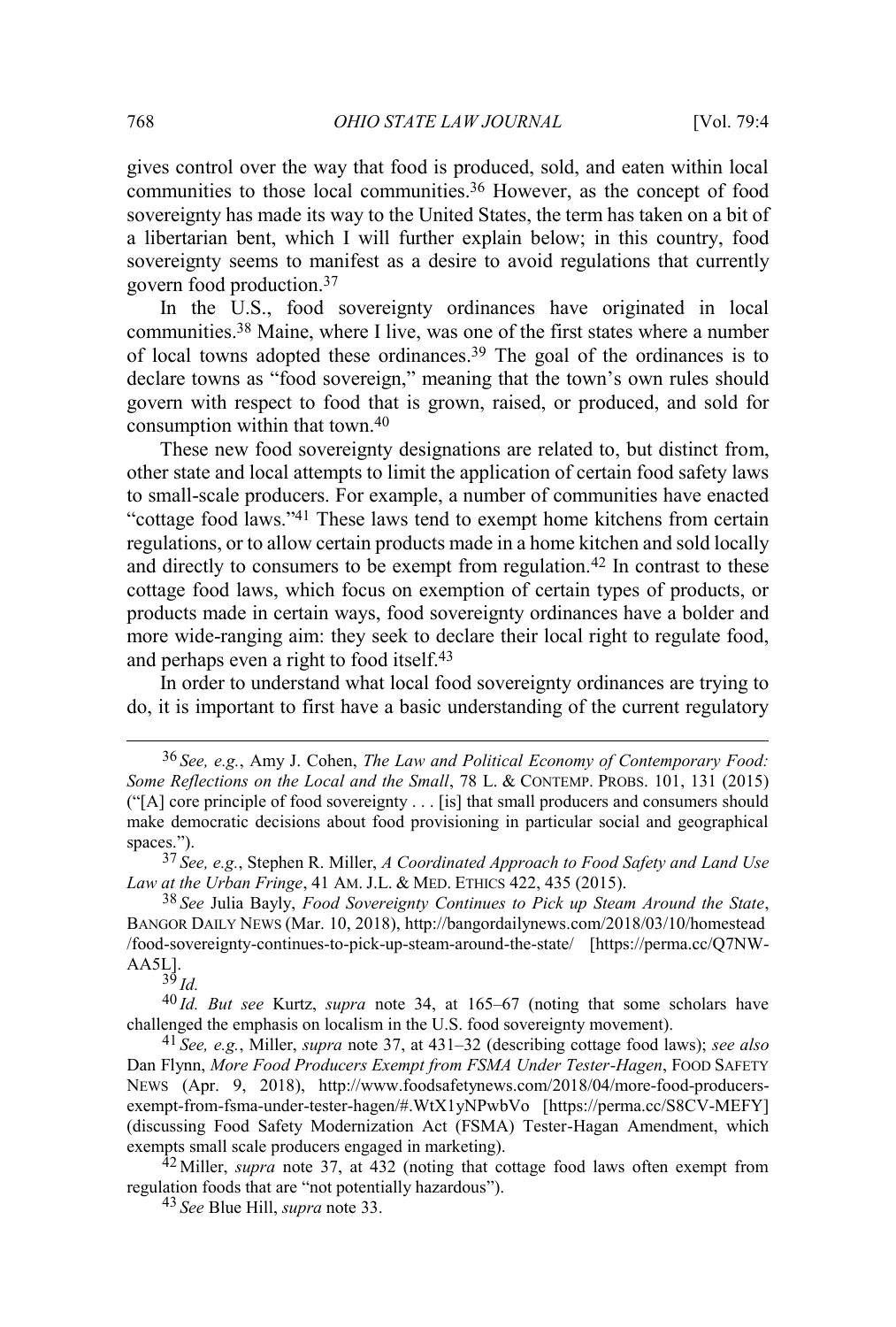gives control over the way that food is produced, sold, and eaten within local communities to those local communities.[36] However, as the concept of food sovereignty has made its way to the United States, the term has taken on a bit of a libertarian bent, which I will further explain below; in this country, food sovereignty seems to manifest as a desire to avoid regulations that currently govern food production.[37]

In the U.S., food sovereignty ordinances have originated in local communities.[38] Maine, where I live, was one of the first states where a number of local towns adopted these ordinances.[39] The goal of the ordinances is to declare towns as "food sovereign," meaning that the town's own rules should govern with respect to food that is grown, raised, or produced, and sold for consumption within that town.[40]

These new food sovereignty designations are related to, but distinct from, other state and local attempts to limit the application of certain food safety laws to small-scale producers. For example, a number of communities have enacted "cottage food laws."[41] These laws tend to exempt home kitchens from certain regulations, or to allow certain products made in a home kitchen and sold locally and directly to consumers to be exempt from regulation.[42] In contrast to these cottage food laws, which focus on exemption of certain types of products, or products made in certain ways, food sovereignty ordinances have a bolder and more wide-ranging aim: they seek to declare their local right to regulate food, and perhaps even a right to food itself.[43]

In order to understand what local food sovereignty ordinances are trying to do, it is important to first have a basic understanding of the current regulatory

---

[36] *See, e.g.*, Amy J. Cohen, *The Law and Political Economy of Contemporary Food: Some Reflections on the Local and the Small*, 78 L. & CONTEMP. PROBS. 101, 131 (2015) ("[A] core principle of food sovereignty . . . [is] that small producers and consumers should make democratic decisions about food provisioning in particular social and geographical spaces.").

[37] *See, e.g.*, Stephen R. Miller, *A Coordinated Approach to Food Safety and Land Use Law at the Urban Fringe*, 41 AM. J.L. & MED. ETHICS 422, 435 (2015).

[38] *See* Julia Bayly, *Food Sovereignty Continues to Pick up Steam Around the State*, BANGOR DAILY NEWS (Mar. 10, 2018), http://bangordailynews.com/2018/03/10/homestead/food-sovereignty-continues-to-pick-up-steam-around-the-state/ [https://perma.cc/Q7NW-AA5L].

[39] *Id.*

[40] *Id. But see* Kurtz, *supra* note 34, at 165–67 (noting that some scholars have challenged the emphasis on localism in the U.S. food sovereignty movement).

[41] *See, e.g.*, Miller, *supra* note 37, at 431–32 (describing cottage food laws); *see also* Dan Flynn, *More Food Producers Exempt from FSMA Under Tester-Hagen*, FOOD SAFETY NEWS (Apr. 9, 2018), http://www.foodsafetynews.com/2018/04/more-food-producers-exempt-from-fsma-under-tester-hagen/#.WtX1yNPwbVo [https://perma.cc/S8CV-MEFY] (discussing Food Safety Modernization Act (FSMA) Tester-Hagan Amendment, which exempts small scale producers engaged in marketing).

[42] Miller, *supra* note 37, at 432 (noting that cottage food laws often exempt from regulation foods that are "not potentially hazardous").

[43] *See* Blue Hill, *supra* note 33.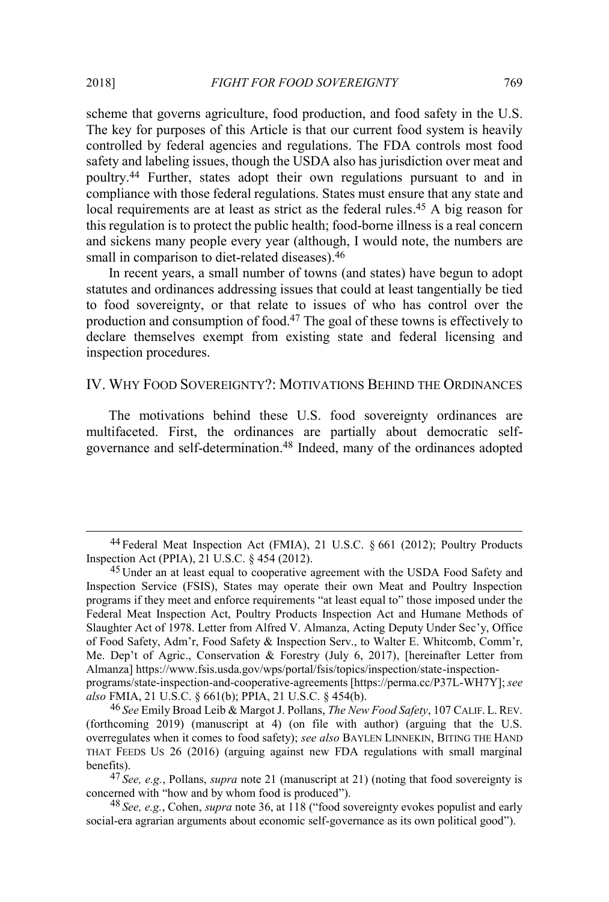scheme that governs agriculture, food production, and food safety in the U.S. The key for purposes of this Article is that our current food system is heavily controlled by federal agencies and regulations. The FDA controls most food safety and labeling issues, though the USDA also has jurisdiction over meat and poultry.[44] Further, states adopt their own regulations pursuant to and in compliance with those federal regulations. States must ensure that any state and local requirements are at least as strict as the federal rules.[45] A big reason for this regulation is to protect the public health; food-borne illness is a real concern and sickens many people every year (although, I would note, the numbers are small in comparison to diet-related diseases).[46]

In recent years, a small number of towns (and states) have begun to adopt statutes and ordinances addressing issues that could at least tangentially be tied to food sovereignty, or that relate to issues of who has control over the production and consumption of food.[47] The goal of these towns is effectively to declare themselves exempt from existing state and federal licensing and inspection procedures.

## IV. WHY FOOD SOVEREIGNTY?: MOTIVATIONS BEHIND THE ORDINANCES

The motivations behind these U.S. food sovereignty ordinances are multifaceted. First, the ordinances are partially about democratic self-governance and self-determination.[48] Indeed, many of the ordinances adopted

---

[44] Federal Meat Inspection Act (FMIA), 21 U.S.C. § 661 (2012); Poultry Products Inspection Act (PPIA), 21 U.S.C. § 454 (2012).

[45] Under an at least equal to cooperative agreement with the USDA Food Safety and Inspection Service (FSIS), States may operate their own Meat and Poultry Inspection programs if they meet and enforce requirements "at least equal to" those imposed under the Federal Meat Inspection Act, Poultry Products Inspection Act and Humane Methods of Slaughter Act of 1978. Letter from Alfred V. Almanza, Acting Deputy Under Sec'y, Office of Food Safety, Adm'r, Food Safety & Inspection Serv., to Walter E. Whitcomb, Comm'r, Me. Dep't of Agric., Conservation & Forestry (July 6, 2017), [hereinafter Letter from Almanza] https://www.fsis.usda.gov/wps/portal/fsis/topics/inspection/state-inspection-programs/state-inspection-and-cooperative-agreements [https://perma.cc/P37L-WH7Y]; *see also* FMIA, 21 U.S.C. § 661(b); PPIA, 21 U.S.C. § 454(b).

[46] *See* Emily Broad Leib & Margot J. Pollans, *The New Food Safety*, 107 CALIF. L. REV. (forthcoming 2019) (manuscript at 4) (on file with author) (arguing that the U.S. overregulates when it comes to food safety); *see also* BAYLEN LINNEKIN, BITING THE HAND THAT FEEDS US 26 (2016) (arguing against new FDA regulations with small marginal benefits).

[47] *See, e.g.*, Pollans, *supra* note 21 (manuscript at 21) (noting that food sovereignty is concerned with "how and by whom food is produced").

[48] *See, e.g.*, Cohen, *supra* note 36, at 118 ("food sovereignty evokes populist and early social-era agrarian arguments about economic self-governance as its own political good").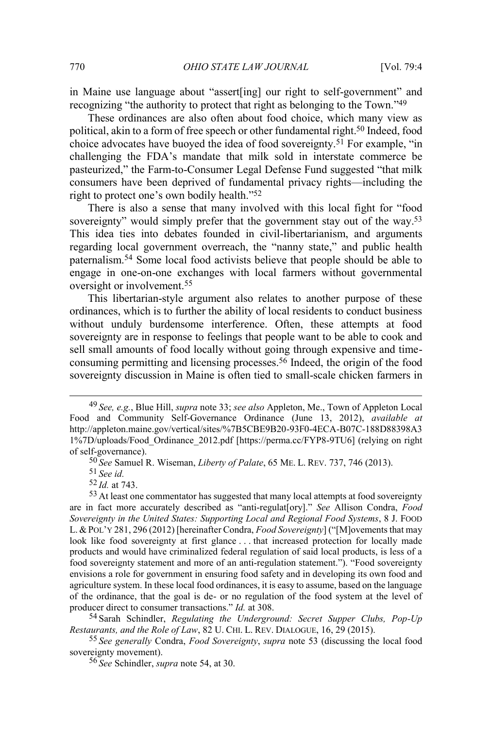in Maine use language about "assert[ing] our right to self-government" and recognizing "the authority to protect that right as belonging to the Town."[49]

These ordinances are also often about food choice, which many view as political, akin to a form of free speech or other fundamental right.[50] Indeed, food choice advocates have buoyed the idea of food sovereignty.[51] For example, "in challenging the FDA's mandate that milk sold in interstate commerce be pasteurized," the Farm-to-Consumer Legal Defense Fund suggested "that milk consumers have been deprived of fundamental privacy rights—including the right to protect one's own bodily health."[52]

There is also a sense that many involved with this local fight for "food sovereignty" would simply prefer that the government stay out of the way.[53] This idea ties into debates founded in civil-libertarianism, and arguments regarding local government overreach, the "nanny state," and public health paternalism.[54] Some local food activists believe that people should be able to engage in one-on-one exchanges with local farmers without governmental oversight or involvement.[55]

This libertarian-style argument also relates to another purpose of these ordinances, which is to further the ability of local residents to conduct business without unduly burdensome interference. Often, these attempts at food sovereignty are in response to feelings that people want to be able to cook and sell small amounts of food locally without going through expensive and time-consuming permitting and licensing processes.[56] Indeed, the origin of the food sovereignty discussion in Maine is often tied to small-scale chicken farmers in

---

[49] *See, e.g.*, Blue Hill, *supra* note 33; *see also* Appleton, Me., Town of Appleton Local Food and Community Self-Governance Ordinance (June 13, 2012), *available at* http://appleton.maine.gov/vertical/sites/%7B5CBE9B20-93F0-4ECA-B07C-188D88398A31%7D/uploads/Food_Ordinance_2012.pdf [https://perma.cc/FYP8-9TU6] (relying on right of self-governance).

[50] *See* Samuel R. Wiseman, *Liberty of Palate*, 65 ME. L. REV. 737, 746 (2013).

[51] *See id.*

[52] *Id.* at 743.

[53] At least one commentator has suggested that many local attempts at food sovereignty are in fact more accurately described as "anti-regulat[ory]." *See* Allison Condra, *Food Sovereignty in the United States: Supporting Local and Regional Food Systems*, 8 J. FOOD L. & POL'Y 281, 296 (2012) [hereinafter Condra, *Food Sovereignty*] ("[M]ovements that may look like food sovereignty at first glance . . . that increased protection for locally made products and would have criminalized federal regulation of said local products, is less of a food sovereignty statement and more of an anti-regulation statement."). "Food sovereignty envisions a role for government in ensuring food safety and in developing its own food and agriculture system. In these local food ordinances, it is easy to assume, based on the language of the ordinance, that the goal is de- or no regulation of the food system at the level of producer direct to consumer transactions." *Id.* at 308.

[54] Sarah Schindler, *Regulating the Underground: Secret Supper Clubs, Pop-Up Restaurants, and the Role of Law*, 82 U. CHI. L. REV. DIALOGUE, 16, 29 (2015).

[55] *See generally* Condra, *Food Sovereignty*, *supra* note 53 (discussing the local food sovereignty movement).

[56] *See* Schindler, *supra* note 54, at 30.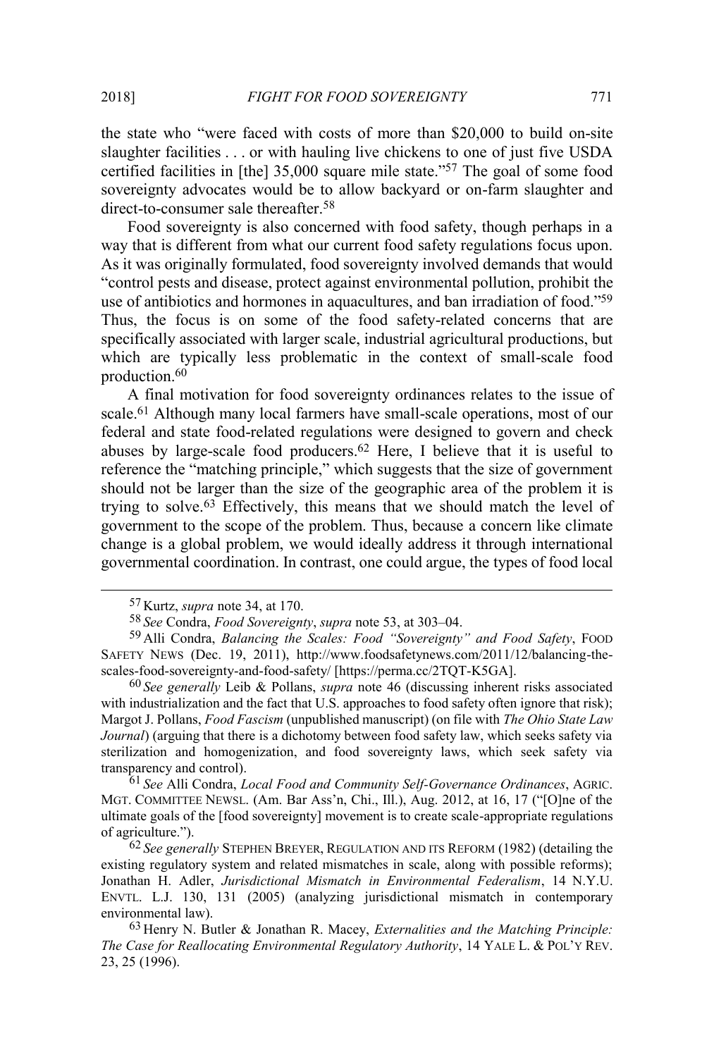the state who "were faced with costs of more than $20,000 to build on-site slaughter facilities . . . or with hauling live chickens to one of just five USDA certified facilities in [the] 35,000 square mile state."[57] The goal of some food sovereignty advocates would be to allow backyard or on-farm slaughter and direct-to-consumer sale thereafter.[58]

Food sovereignty is also concerned with food safety, though perhaps in a way that is different from what our current food safety regulations focus upon. As it was originally formulated, food sovereignty involved demands that would "control pests and disease, protect against environmental pollution, prohibit the use of antibiotics and hormones in aquacultures, and ban irradiation of food."[59] Thus, the focus is on some of the food safety-related concerns that are specifically associated with larger scale, industrial agricultural productions, but which are typically less problematic in the context of small-scale food production.[60]

A final motivation for food sovereignty ordinances relates to the issue of scale.[61] Although many local farmers have small-scale operations, most of our federal and state food-related regulations were designed to govern and check abuses by large-scale food producers.[62] Here, I believe that it is useful to reference the "matching principle," which suggests that the size of government should not be larger than the size of the geographic area of the problem it is trying to solve.[63] Effectively, this means that we should match the level of government to the scope of the problem. Thus, because a concern like climate change is a global problem, we would ideally address it through international governmental coordination. In contrast, one could argue, the types of food local

---

[57] Kurtz, *supra* note 34, at 170.

[58] *See* Condra, *Food Sovereignty*, *supra* note 53, at 303–04.

[59] Alli Condra, *Balancing the Scales: Food "Sovereignty" and Food Safety*, FOOD SAFETY NEWS (Dec. 19, 2011), http://www.foodsafetynews.com/2011/12/balancing-the-scales-food-sovereignty-and-food-safety/ [https://perma.cc/2TQT-K5GA].

[60] *See generally* Leib & Pollans, *supra* note 46 (discussing inherent risks associated with industrialization and the fact that U.S. approaches to food safety often ignore that risk); Margot J. Pollans, *Food Fascism* (unpublished manuscript) (on file with *The Ohio State Law Journal*) (arguing that there is a dichotomy between food safety law, which seeks safety via sterilization and homogenization, and food sovereignty laws, which seek safety via transparency and control).

[61] *See* Alli Condra, *Local Food and Community Self-Governance Ordinances*, AGRIC. MGT. COMMITTEE NEWSL. (Am. Bar Ass'n, Chi., Ill.), Aug. 2012, at 16, 17 ("[O]ne of the ultimate goals of the [food sovereignty] movement is to create scale-appropriate regulations of agriculture.").

[62] *See generally* STEPHEN BREYER, REGULATION AND ITS REFORM (1982) (detailing the existing regulatory system and related mismatches in scale, along with possible reforms); Jonathan H. Adler, *Jurisdictional Mismatch in Environmental Federalism*, 14 N.Y.U. ENVTL. L.J. 130, 131 (2005) (analyzing jurisdictional mismatch in contemporary environmental law).

[63] Henry N. Butler & Jonathan R. Macey, *Externalities and the Matching Principle: The Case for Reallocating Environmental Regulatory Authority*, 14 YALE L. & POL'Y REV. 23, 25 (1996).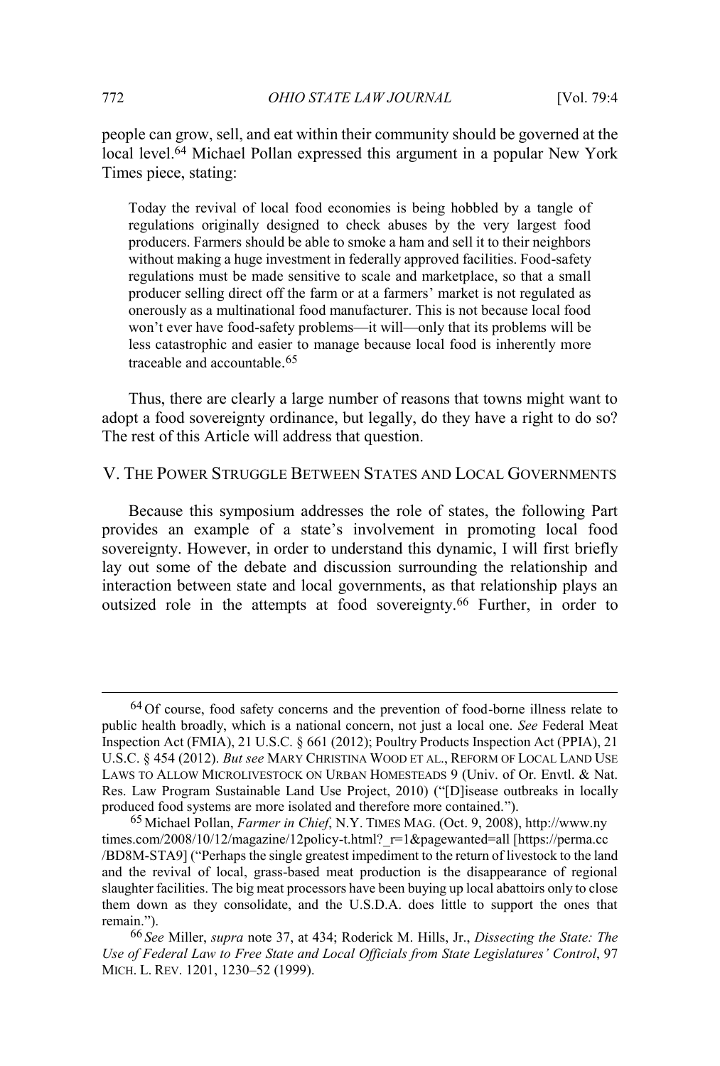people can grow, sell, and eat within their community should be governed at the local level.[64] Michael Pollan expressed this argument in a popular New York Times piece, stating:

> Today the revival of local food economies is being hobbled by a tangle of regulations originally designed to check abuses by the very largest food producers. Farmers should be able to smoke a ham and sell it to their neighbors without making a huge investment in federally approved facilities. Food-safety regulations must be made sensitive to scale and marketplace, so that a small producer selling direct off the farm or at a farmers' market is not regulated as onerously as a multinational food manufacturer. This is not because local food won't ever have food-safety problems—it will—only that its problems will be less catastrophic and easier to manage because local food is inherently more traceable and accountable.[65]

Thus, there are clearly a large number of reasons that towns might want to adopt a food sovereignty ordinance, but legally, do they have a right to do so? The rest of this Article will address that question.

## V. THE POWER STRUGGLE BETWEEN STATES AND LOCAL GOVERNMENTS

Because this symposium addresses the role of states, the following Part provides an example of a state's involvement in promoting local food sovereignty. However, in order to understand this dynamic, I will first briefly lay out some of the debate and discussion surrounding the relationship and interaction between state and local governments, as that relationship plays an outsized role in the attempts at food sovereignty.[66] Further, in order to

---

[64] Of course, food safety concerns and the prevention of food-borne illness relate to public health broadly, which is a national concern, not just a local one. *See* Federal Meat Inspection Act (FMIA), 21 U.S.C. § 661 (2012); Poultry Products Inspection Act (PPIA), 21 U.S.C. § 454 (2012). *But see* MARY CHRISTINA WOOD ET AL., REFORM OF LOCAL LAND USE LAWS TO ALLOW MICROLIVESTOCK ON URBAN HOMESTEADS 9 (Univ. of Or. Envtl. & Nat. Res. Law Program Sustainable Land Use Project, 2010) ("[D]isease outbreaks in locally produced food systems are more isolated and therefore more contained.").

[65] Michael Pollan, *Farmer in Chief*, N.Y. TIMES MAG. (Oct. 9, 2008), http://www.nytimes.com/2008/10/12/magazine/12policy-t.html?_r=1&pagewanted=all [https://perma.cc/BD8M-STA9] ("Perhaps the single greatest impediment to the return of livestock to the land and the revival of local, grass-based meat production is the disappearance of regional slaughter facilities. The big meat processors have been buying up local abattoirs only to close them down as they consolidate, and the U.S.D.A. does little to support the ones that remain.").

[66] *See* Miller, *supra* note 37, at 434; Roderick M. Hills, Jr., *Dissecting the State: The Use of Federal Law to Free State and Local Officials from State Legislatures' Control*, 97 MICH. L. REV. 1201, 1230–52 (1999).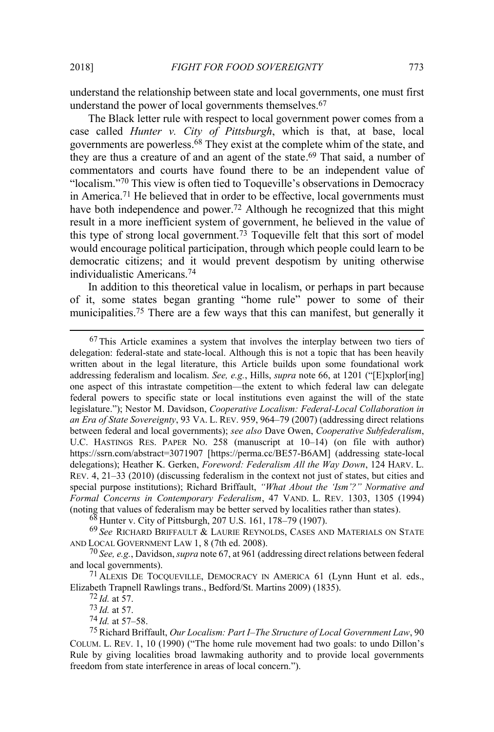understand the relationship between state and local governments, one must first understand the power of local governments themselves.[67]

The Black letter rule with respect to local government power comes from a case called *Hunter v. City of Pittsburgh*, which is that, at base, local governments are powerless.[68] They exist at the complete whim of the state, and they are thus a creature of and an agent of the state.[69] That said, a number of commentators and courts have found there to be an independent value of "localism."[70] This view is often tied to Toqueville's observations in Democracy in America.[71] He believed that in order to be effective, local governments must have both independence and power.[72] Although he recognized that this might result in a more inefficient system of government, he believed in the value of this type of strong local government.[73] Toqueville felt that this sort of model would encourage political participation, through which people could learn to be democratic citizens; and it would prevent despotism by uniting otherwise individualistic Americans.[74]

In addition to this theoretical value in localism, or perhaps in part because of it, some states began granting "home rule" power to some of their municipalities.[75] There are a few ways that this can manifest, but generally it

---

[67] This Article examines a system that involves the interplay between two tiers of delegation: federal-state and state-local. Although this is not a topic that has been heavily written about in the legal literature, this Article builds upon some foundational work addressing federalism and localism. *See, e.g.*, Hills, *supra* note 66, at 1201 ("[E]xplor[ing] one aspect of this intrastate competition—the extent to which federal law can delegate federal powers to specific state or local institutions even against the will of the state legislature."); Nestor M. Davidson, *Cooperative Localism: Federal-Local Collaboration in an Era of State Sovereignty*, 93 VA. L. REV. 959, 964–79 (2007) (addressing direct relations between federal and local governments); *see also* Dave Owen, *Cooperative Subfederalism*, U.C. HASTINGS RES. PAPER NO. 258 (manuscript at 10–14) (on file with author) https://ssrn.com/abstract=3071907 [https://perma.cc/BE57-B6AM] (addressing state-local delegations); Heather K. Gerken, *Foreword: Federalism All the Way Down*, 124 HARV. L. REV. 4, 21–33 (2010) (discussing federalism in the context not just of states, but cities and special purpose institutions); Richard Briffault, *"What About the 'Ism'?" Normative and Formal Concerns in Contemporary Federalism*, 47 VAND. L. REV. 1303, 1305 (1994) (noting that values of federalism may be better served by localities rather than states).

[68] Hunter v. City of Pittsburgh, 207 U.S. 161, 178–79 (1907).

[69] *See* RICHARD BRIFFAULT & LAURIE REYNOLDS, CASES AND MATERIALS ON STATE AND LOCAL GOVERNMENT LAW 1, 8 (7th ed. 2008).

[70] *See, e.g.*, Davidson, *supra* note 67, at 961 (addressing direct relations between federal and local governments).

[71] ALEXIS DE TOCQUEVILLE, DEMOCRACY IN AMERICA 61 (Lynn Hunt et al. eds., Elizabeth Trapnell Rawlings trans., Bedford/St. Martins 2009) (1835).

[72] *Id.* at 57.

[73] *Id.* at 57.

[74] *Id.* at 57–58.

[75] Richard Briffault, *Our Localism: Part I–The Structure of Local Government Law*, 90 COLUM. L. REV. 1, 10 (1990) ("The home rule movement had two goals: to undo Dillon's Rule by giving localities broad lawmaking authority and to provide local governments freedom from state interference in areas of local concern.").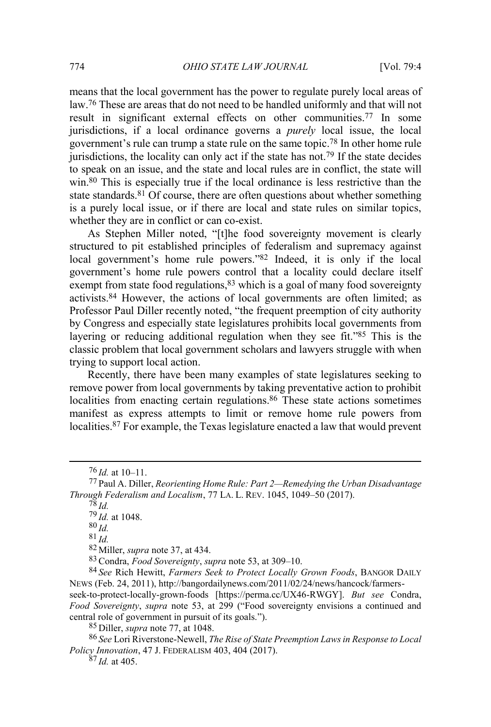means that the local government has the power to regulate purely local areas of law.[76] These are areas that do not need to be handled uniformly and that will not result in significant external effects on other communities.[77] In some jurisdictions, if a local ordinance governs a *purely* local issue, the local government's rule can trump a state rule on the same topic.[78] In other home rule jurisdictions, the locality can only act if the state has not.[79] If the state decides to speak on an issue, and the state and local rules are in conflict, the state will win.[80] This is especially true if the local ordinance is less restrictive than the state standards.[81] Of course, there are often questions about whether something is a purely local issue, or if there are local and state rules on similar topics, whether they are in conflict or can co-exist.

As Stephen Miller noted, "[t]he food sovereignty movement is clearly structured to pit established principles of federalism and supremacy against local government's home rule powers."[82] Indeed, it is only if the local government's home rule powers control that a locality could declare itself exempt from state food regulations,[83] which is a goal of many food sovereignty activists.[84] However, the actions of local governments are often limited; as Professor Paul Diller recently noted, "the frequent preemption of city authority by Congress and especially state legislatures prohibits local governments from layering or reducing additional regulation when they see fit."[85] This is the classic problem that local government scholars and lawyers struggle with when trying to support local action.

Recently, there have been many examples of state legislatures seeking to remove power from local governments by taking preventative action to prohibit localities from enacting certain regulations.[86] These state actions sometimes manifest as express attempts to limit or remove home rule powers from localities.[87] For example, the Texas legislature enacted a law that would prevent

---

[76] *Id.* at 10–11.

[77] Paul A. Diller, *Reorienting Home Rule: Part 2—Remedying the Urban Disadvantage Through Federalism and Localism*, 77 LA. L. REV. 1045, 1049–50 (2017).

[78] *Id.*

[79] *Id.* at 1048.

[80] *Id.*

[81] *Id.*

[82] Miller, *supra* note 37, at 434.

[83] Condra, *Food Sovereignty*, *supra* note 53, at 309–10.

[84] *See* Rich Hewitt, *Farmers Seek to Protect Locally Grown Foods*, BANGOR DAILY NEWS (Feb. 24, 2011), http://bangordailynews.com/2011/02/24/news/hancock/farmers-seek-to-protect-locally-grown-foods [https://perma.cc/UX46-RWGY]. *But see* Condra, *Food Sovereignty*, *supra* note 53, at 299 ("Food sovereignty envisions a continued and central role of government in pursuit of its goals.").

[85] Diller, *supra* note 77, at 1048.

[86] *See* Lori Riverstone-Newell, *The Rise of State Preemption Laws in Response to Local Policy Innovation*, 47 J. FEDERALISM 403, 404 (2017).

[87] *Id.* at 405.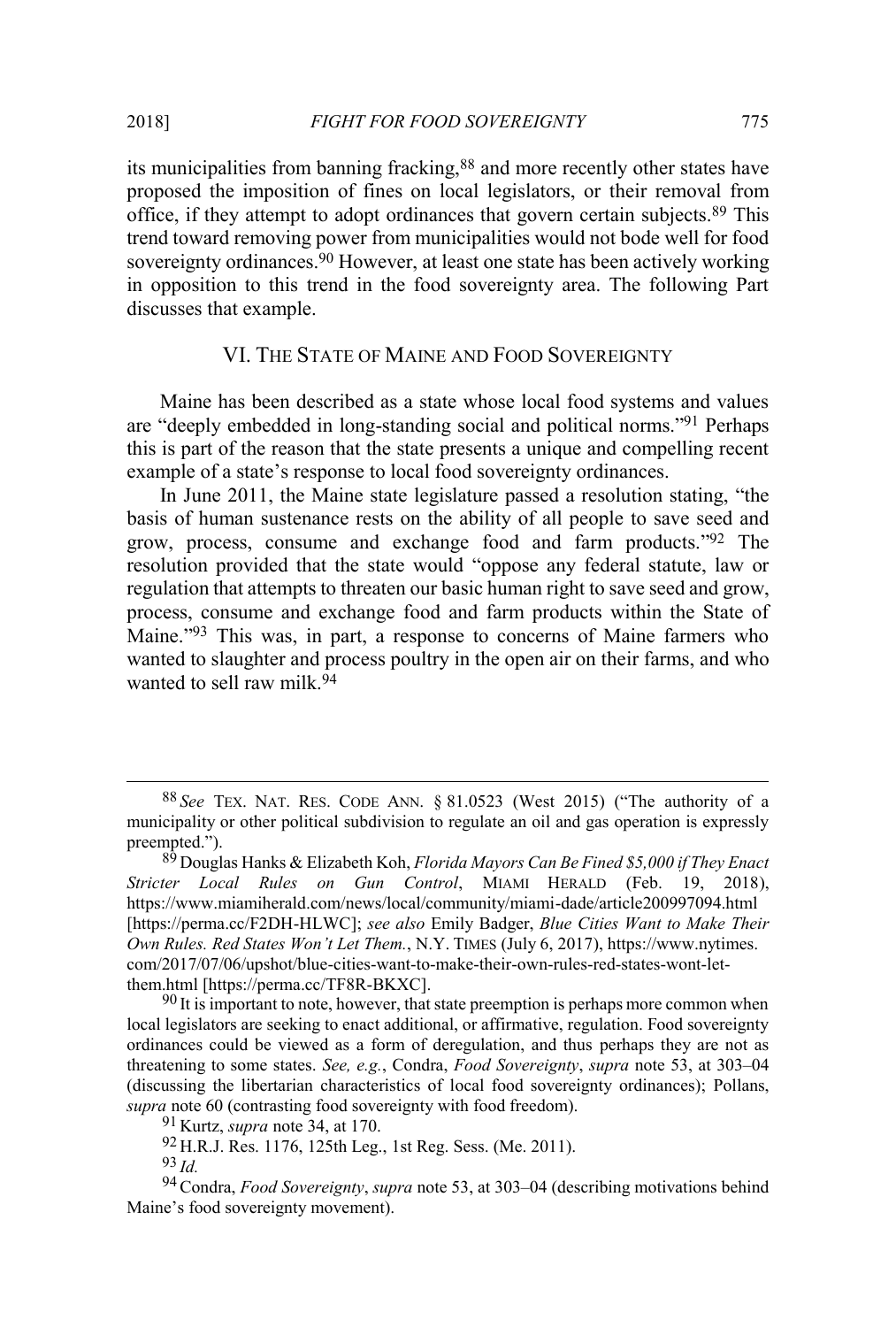its municipalities from banning fracking,[88] and more recently other states have proposed the imposition of fines on local legislators, or their removal from office, if they attempt to adopt ordinances that govern certain subjects.[89] This trend toward removing power from municipalities would not bode well for food sovereignty ordinances.[90] However, at least one state has been actively working in opposition to this trend in the food sovereignty area. The following Part discusses that example.

## VI. THE STATE OF MAINE AND FOOD SOVEREIGNTY

Maine has been described as a state whose local food systems and values are "deeply embedded in long-standing social and political norms."[91] Perhaps this is part of the reason that the state presents a unique and compelling recent example of a state's response to local food sovereignty ordinances.

In June 2011, the Maine state legislature passed a resolution stating, "the basis of human sustenance rests on the ability of all people to save seed and grow, process, consume and exchange food and farm products."[92] The resolution provided that the state would "oppose any federal statute, law or regulation that attempts to threaten our basic human right to save seed and grow, process, consume and exchange food and farm products within the State of Maine."[93] This was, in part, a response to concerns of Maine farmers who wanted to slaughter and process poultry in the open air on their farms, and who wanted to sell raw milk.[94]

---

[88] *See* TEX. NAT. RES. CODE ANN. § 81.0523 (West 2015) ("The authority of a municipality or other political subdivision to regulate an oil and gas operation is expressly preempted.").

[89] Douglas Hanks & Elizabeth Koh, *Florida Mayors Can Be Fined $5,000 if They Enact Stricter Local Rules on Gun Control*, MIAMI HERALD (Feb. 19, 2018), https://www.miamiherald.com/news/local/community/miami-dade/article200997094.html [https://perma.cc/F2DH-HLWC]; *see also* Emily Badger, *Blue Cities Want to Make Their Own Rules. Red States Won't Let Them.*, N.Y. TIMES (July 6, 2017), https://www.nytimes.com/2017/07/06/upshot/blue-cities-want-to-make-their-own-rules-red-states-wont-let-them.html [https://perma.cc/TF8R-BKXC].

[90] It is important to note, however, that state preemption is perhaps more common when local legislators are seeking to enact additional, or affirmative, regulation. Food sovereignty ordinances could be viewed as a form of deregulation, and thus perhaps they are not as threatening to some states. *See, e.g.*, Condra, *Food Sovereignty*, *supra* note 53, at 303–04 (discussing the libertarian characteristics of local food sovereignty ordinances); Pollans, *supra* note 60 (contrasting food sovereignty with food freedom).

[91] Kurtz, *supra* note 34, at 170.

[92] H.R.J. Res. 1176, 125th Leg., 1st Reg. Sess. (Me. 2011).

[93] *Id.*

[94] Condra, *Food Sovereignty*, *supra* note 53, at 303–04 (describing motivations behind Maine's food sovereignty movement).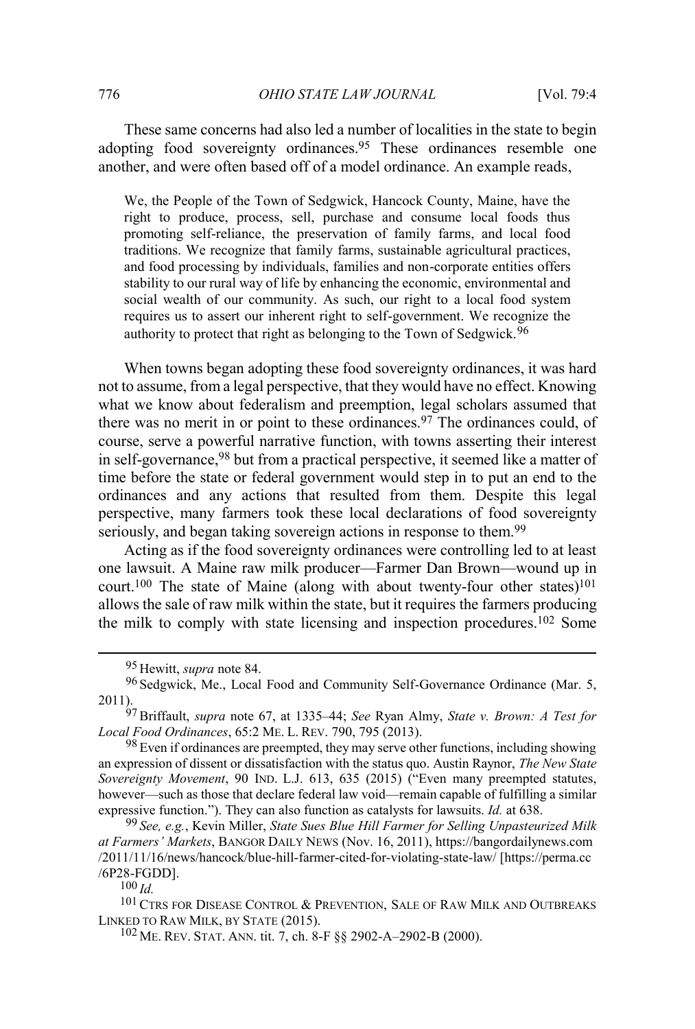These same concerns had also led a number of localities in the state to begin adopting food sovereignty ordinances.[95] These ordinances resemble one another, and were often based off of a model ordinance. An example reads,

> We, the People of the Town of Sedgwick, Hancock County, Maine, have the right to produce, process, sell, purchase and consume local foods thus promoting self-reliance, the preservation of family farms, and local food traditions. We recognize that family farms, sustainable agricultural practices, and food processing by individuals, families and non-corporate entities offers stability to our rural way of life by enhancing the economic, environmental and social wealth of our community. As such, our right to a local food system requires us to assert our inherent right to self-government. We recognize the authority to protect that right as belonging to the Town of Sedgwick.[96]

When towns began adopting these food sovereignty ordinances, it was hard not to assume, from a legal perspective, that they would have no effect. Knowing what we know about federalism and preemption, legal scholars assumed that there was no merit in or point to these ordinances.[97] The ordinances could, of course, serve a powerful narrative function, with towns asserting their interest in self-governance,[98] but from a practical perspective, it seemed like a matter of time before the state or federal government would step in to put an end to the ordinances and any actions that resulted from them. Despite this legal perspective, many farmers took these local declarations of food sovereignty seriously, and began taking sovereign actions in response to them.[99]

Acting as if the food sovereignty ordinances were controlling led to at least one lawsuit. A Maine raw milk producer—Farmer Dan Brown—wound up in court.[100] The state of Maine (along with about twenty-four other states)[101] allows the sale of raw milk within the state, but it requires the farmers producing the milk to comply with state licensing and inspection procedures.[102] Some

---

[95] Hewitt, *supra* note 84.

[96] Sedgwick, Me., Local Food and Community Self-Governance Ordinance (Mar. 5, 2011).

[97] Briffault, *supra* note 67, at 1335–44; *See* Ryan Almy, *State v. Brown: A Test for Local Food Ordinances*, 65:2 ME. L. REV. 790, 795 (2013).

[98] Even if ordinances are preempted, they may serve other functions, including showing an expression of dissent or dissatisfaction with the status quo. Austin Raynor, *The New State Sovereignty Movement*, 90 IND. L.J. 613, 635 (2015) ("Even many preempted statutes, however—such as those that declare federal law void—remain capable of fulfilling a similar expressive function."). They can also function as catalysts for lawsuits. *Id.* at 638.

[99] *See, e.g.*, Kevin Miller, *State Sues Blue Hill Farmer for Selling Unpasteurized Milk at Farmers' Markets*, BANGOR DAILY NEWS (Nov. 16, 2011), https://bangordailynews.com/2011/11/16/news/hancock/blue-hill-farmer-cited-for-violating-state-law/ [https://perma.cc/6P28-FGDD].

[100] *Id.*

[101] CTRS FOR DISEASE CONTROL & PREVENTION, SALE OF RAW MILK AND OUTBREAKS LINKED TO RAW MILK, BY STATE (2015).

[102] ME. REV. STAT. ANN. tit. 7, ch. 8-F §§ 2902-A–2902-B (2000).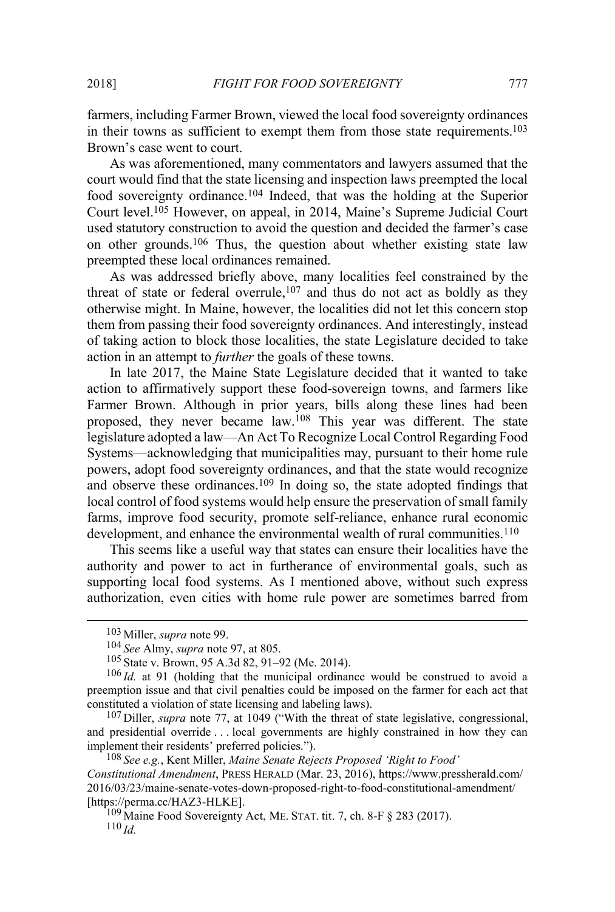farmers, including Farmer Brown, viewed the local food sovereignty ordinances in their towns as sufficient to exempt them from those state requirements.[103] Brown's case went to court.

As was aforementioned, many commentators and lawyers assumed that the court would find that the state licensing and inspection laws preempted the local food sovereignty ordinance.[104] Indeed, that was the holding at the Superior Court level.[105] However, on appeal, in 2014, Maine's Supreme Judicial Court used statutory construction to avoid the question and decided the farmer's case on other grounds.[106] Thus, the question about whether existing state law preempted these local ordinances remained.

As was addressed briefly above, many localities feel constrained by the threat of state or federal overrule,[107] and thus do not act as boldly as they otherwise might. In Maine, however, the localities did not let this concern stop them from passing their food sovereignty ordinances. And interestingly, instead of taking action to block those localities, the state Legislature decided to take action in an attempt to *further* the goals of these towns.

In late 2017, the Maine State Legislature decided that it wanted to take action to affirmatively support these food-sovereign towns, and farmers like Farmer Brown. Although in prior years, bills along these lines had been proposed, they never became law.[108] This year was different. The state legislature adopted a law—An Act To Recognize Local Control Regarding Food Systems—acknowledging that municipalities may, pursuant to their home rule powers, adopt food sovereignty ordinances, and that the state would recognize and observe these ordinances.[109] In doing so, the state adopted findings that local control of food systems would help ensure the preservation of small family farms, improve food security, promote self-reliance, enhance rural economic development, and enhance the environmental wealth of rural communities.[110]

This seems like a useful way that states can ensure their localities have the authority and power to act in furtherance of environmental goals, such as supporting local food systems. As I mentioned above, without such express authorization, even cities with home rule power are sometimes barred from

---

[103] Miller, *supra* note 99.

[104] *See* Almy, *supra* note 97, at 805.

[105] State v. Brown, 95 A.3d 82, 91–92 (Me. 2014).

[106] *Id.* at 91 (holding that the municipal ordinance would be construed to avoid a preemption issue and that civil penalties could be imposed on the farmer for each act that constituted a violation of state licensing and labeling laws).

[107] Diller, *supra* note 77, at 1049 ("With the threat of state legislative, congressional, and presidential override . . . local governments are highly constrained in how they can implement their residents' preferred policies.").

[108] *See e.g.*, Kent Miller, *Maine Senate Rejects Proposed 'Right to Food' Constitutional Amendment*, PRESS HERALD (Mar. 23, 2016), https://www.pressherald.com/2016/03/23/maine-senate-votes-down-proposed-right-to-food-constitutional-amendment/ [https://perma.cc/HAZ3-HLKE].

[109] Maine Food Sovereignty Act, ME. STAT. tit. 7, ch. 8-F § 283 (2017).

[110] *Id.*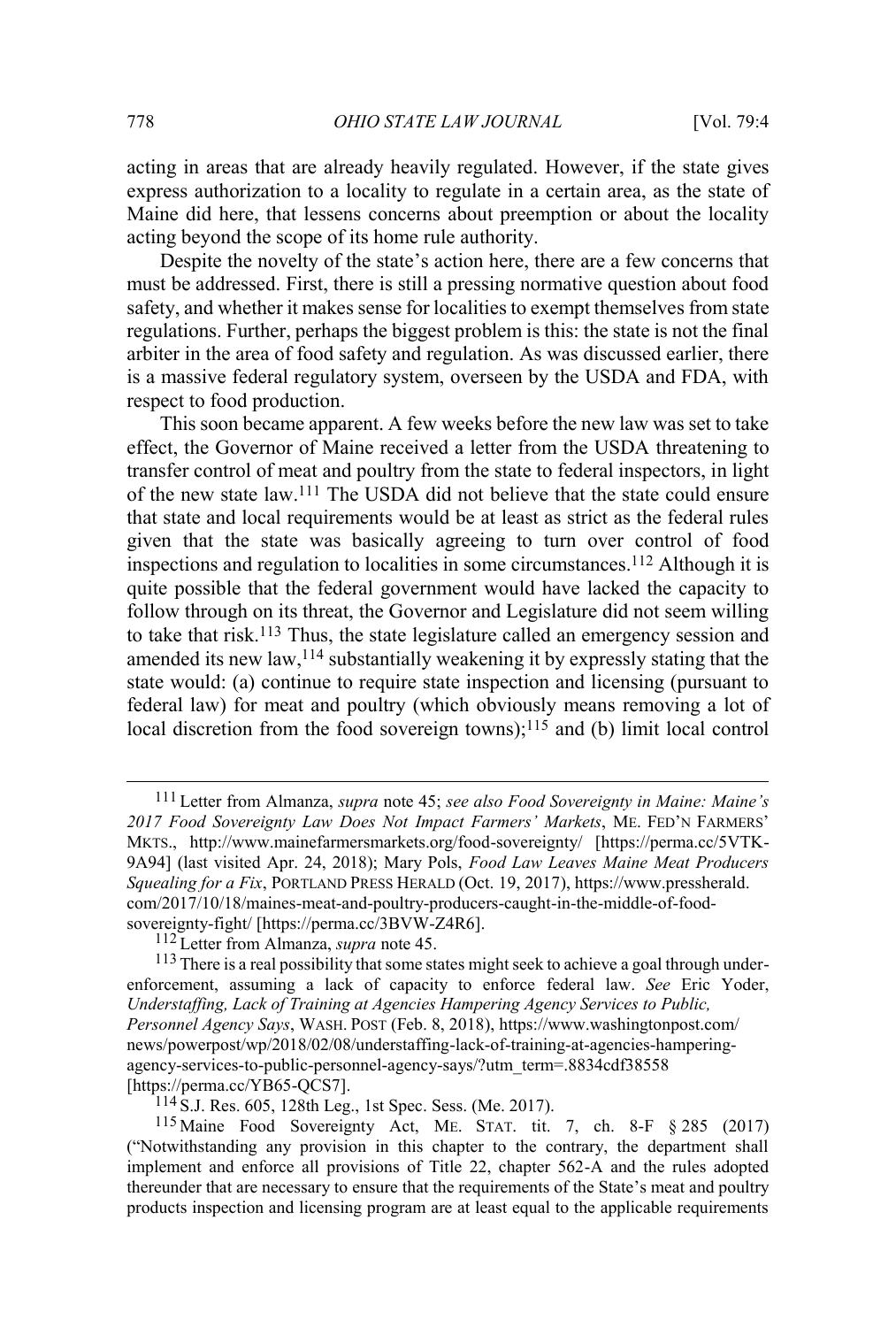acting in areas that are already heavily regulated. However, if the state gives express authorization to a locality to regulate in a certain area, as the state of Maine did here, that lessens concerns about preemption or about the locality acting beyond the scope of its home rule authority.

Despite the novelty of the state's action here, there are a few concerns that must be addressed. First, there is still a pressing normative question about food safety, and whether it makes sense for localities to exempt themselves from state regulations. Further, perhaps the biggest problem is this: the state is not the final arbiter in the area of food safety and regulation. As was discussed earlier, there is a massive federal regulatory system, overseen by the USDA and FDA, with respect to food production.

This soon became apparent. A few weeks before the new law was set to take effect, the Governor of Maine received a letter from the USDA threatening to transfer control of meat and poultry from the state to federal inspectors, in light of the new state law.[111] The USDA did not believe that the state could ensure that state and local requirements would be at least as strict as the federal rules given that the state was basically agreeing to turn over control of food inspections and regulation to localities in some circumstances.[112] Although it is quite possible that the federal government would have lacked the capacity to follow through on its threat, the Governor and Legislature did not seem willing to take that risk.[113] Thus, the state legislature called an emergency session and amended its new law,[114] substantially weakening it by expressly stating that the state would: (a) continue to require state inspection and licensing (pursuant to federal law) for meat and poultry (which obviously means removing a lot of local discretion from the food sovereign towns);[115] and (b) limit local control

---

[111] Letter from Almanza, *supra* note 45; *see also Food Sovereignty in Maine: Maine's 2017 Food Sovereignty Law Does Not Impact Farmers' Markets*, ME. FED'N FARMERS' MKTS., http://www.mainefarmersmarkets.org/food-sovereignty/ [https://perma.cc/5VTK-9A94] (last visited Apr. 24, 2018); Mary Pols, *Food Law Leaves Maine Meat Producers Squealing for a Fix*, PORTLAND PRESS HERALD (Oct. 19, 2017), https://www.pressherald.com/2017/10/18/maines-meat-and-poultry-producers-caught-in-the-middle-of-food-sovereignty-fight/ [https://perma.cc/3BVW-Z4R6].

[112] Letter from Almanza, *supra* note 45.

[113] There is a real possibility that some states might seek to achieve a goal through under-enforcement, assuming a lack of capacity to enforce federal law. *See* Eric Yoder, *Understaffing, Lack of Training at Agencies Hampering Agency Services to Public, Personnel Agency Says*, WASH. POST (Feb. 8, 2018), https://www.washingtonpost.com/news/powerpost/wp/2018/02/08/understaffing-lack-of-training-at-agencies-hampering-agency-services-to-public-personnel-agency-says/?utm_term=.8834cdf38558 [https://perma.cc/YB65-QCS7].

[114] S.J. Res. 605, 128th Leg., 1st Spec. Sess. (Me. 2017).

[115] Maine Food Sovereignty Act, ME. STAT. tit. 7, ch. 8-F § 285 (2017) ("Notwithstanding any provision in this chapter to the contrary, the department shall implement and enforce all provisions of Title 22, chapter 562-A and the rules adopted thereunder that are necessary to ensure that the requirements of the State's meat and poultry products inspection and licensing program are at least equal to the applicable requirements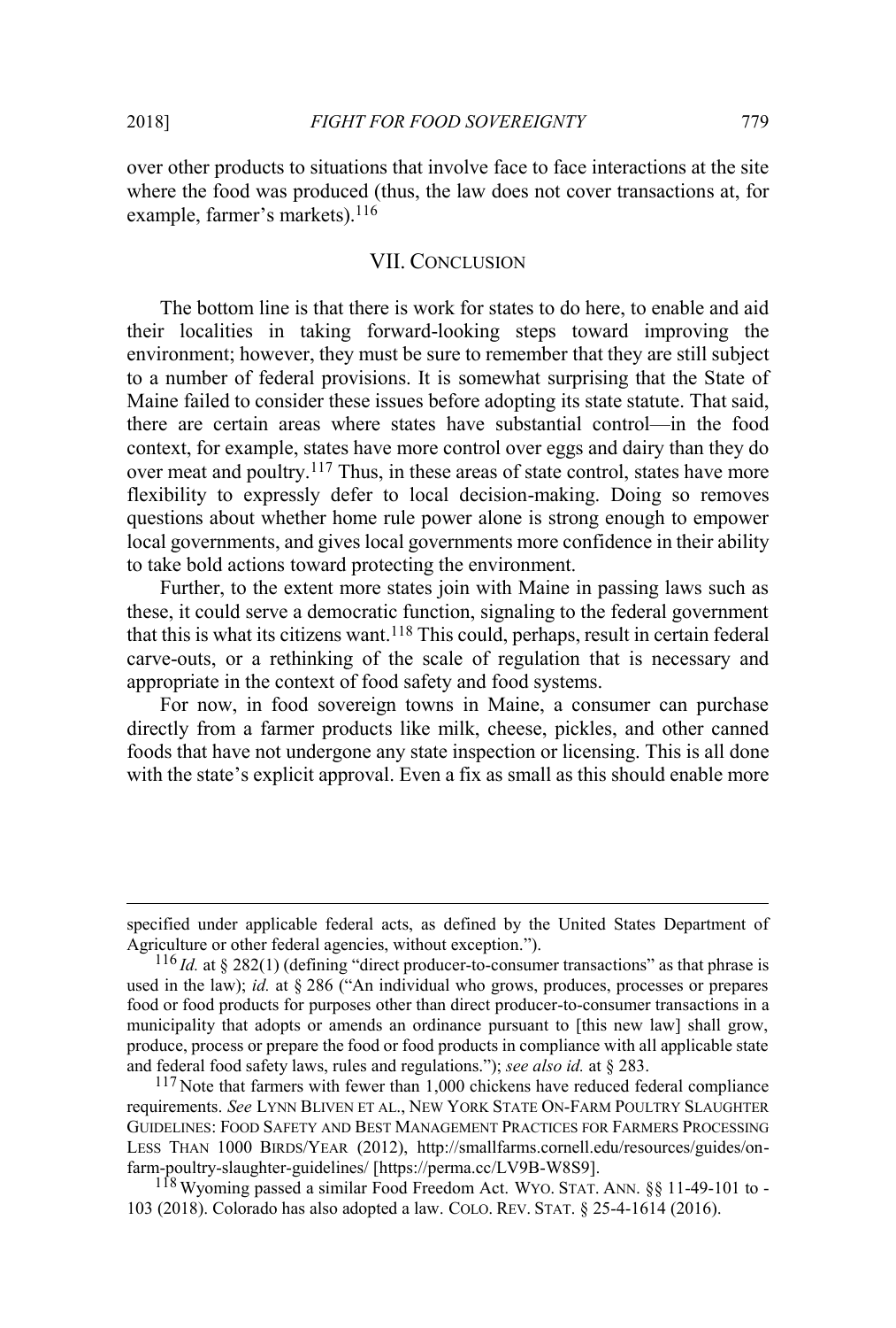over other products to situations that involve face to face interactions at the site where the food was produced (thus, the law does not cover transactions at, for example, farmer's markets).[116]

## VII. Conclusion

The bottom line is that there is work for states to do here, to enable and aid their localities in taking forward-looking steps toward improving the environment; however, they must be sure to remember that they are still subject to a number of federal provisions. It is somewhat surprising that the State of Maine failed to consider these issues before adopting its state statute. That said, there are certain areas where states have substantial control—in the food context, for example, states have more control over eggs and dairy than they do over meat and poultry.[117] Thus, in these areas of state control, states have more flexibility to expressly defer to local decision-making. Doing so removes questions about whether home rule power alone is strong enough to empower local governments, and gives local governments more confidence in their ability to take bold actions toward protecting the environment.

Further, to the extent more states join with Maine in passing laws such as these, it could serve a democratic function, signaling to the federal government that this is what its citizens want.[118] This could, perhaps, result in certain federal carve-outs, or a rethinking of the scale of regulation that is necessary and appropriate in the context of food safety and food systems.

For now, in food sovereign towns in Maine, a consumer can purchase directly from a farmer products like milk, cheese, pickles, and other canned foods that have not undergone any state inspection or licensing. This is all done with the state's explicit approval. Even a fix as small as this should enable more

---

specified under applicable federal acts, as defined by the United States Department of Agriculture or other federal agencies, without exception.").

[116] *Id.* at § 282(1) (defining "direct producer-to-consumer transactions" as that phrase is used in the law); *id.* at § 286 ("An individual who grows, produces, processes or prepares food or food products for purposes other than direct producer-to-consumer transactions in a municipality that adopts or amends an ordinance pursuant to [this new law] shall grow, produce, process or prepare the food or food products in compliance with all applicable state and federal food safety laws, rules and regulations."); *see also id.* at § 283.

[117] Note that farmers with fewer than 1,000 chickens have reduced federal compliance requirements. *See* LYNN BLIVEN ET AL., NEW YORK STATE ON-FARM POULTRY SLAUGHTER GUIDELINES: FOOD SAFETY AND BEST MANAGEMENT PRACTICES FOR FARMERS PROCESSING LESS THAN 1000 BIRDS/YEAR (2012), http://smallfarms.cornell.edu/resources/guides/on-farm-poultry-slaughter-guidelines/ [https://perma.cc/LV9B-W8S9].

[118] Wyoming passed a similar Food Freedom Act. WYO. STAT. ANN. §§ 11-49-101 to -103 (2018). Colorado has also adopted a law. COLO. REV. STAT. § 25-4-1614 (2016).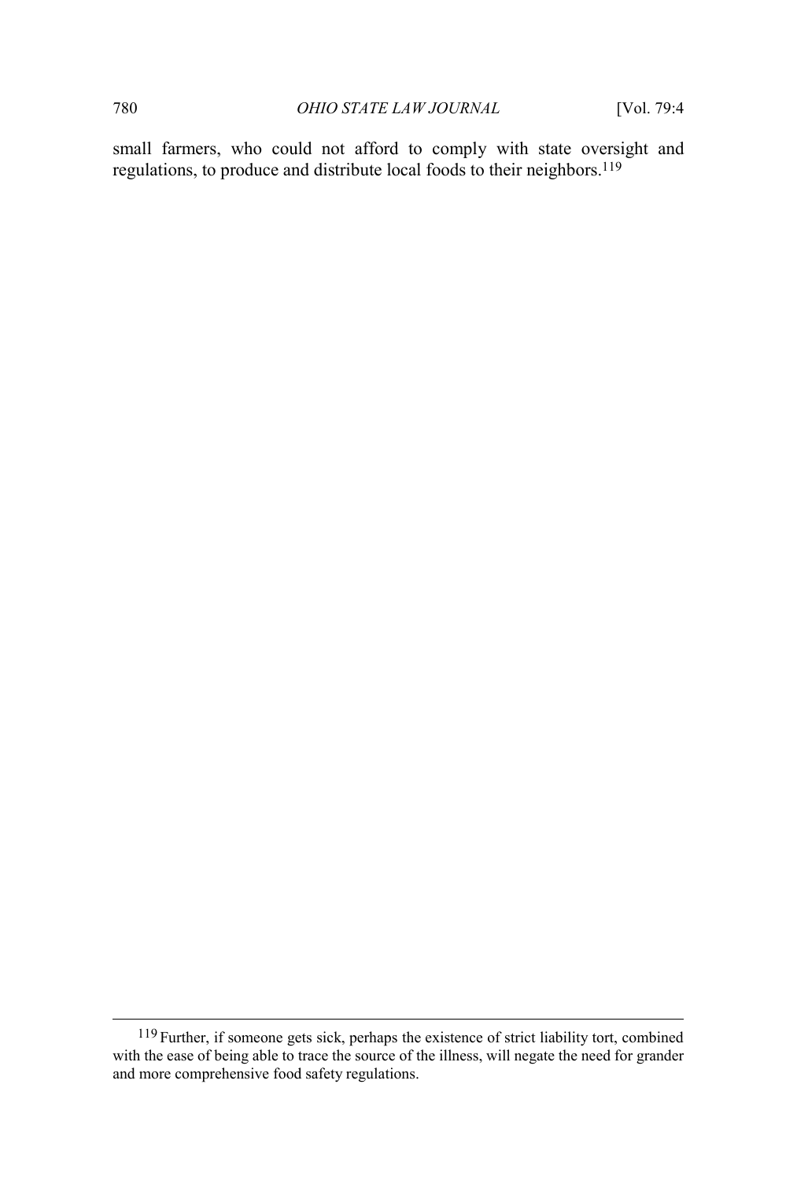small farmers, who could not afford to comply with state oversight and regulations, to produce and distribute local foods to their neighbors.[119]

[119] Further, if someone gets sick, perhaps the existence of strict liability tort, combined with the ease of being able to trace the source of the illness, will negate the need for grander and more comprehensive food safety regulations.